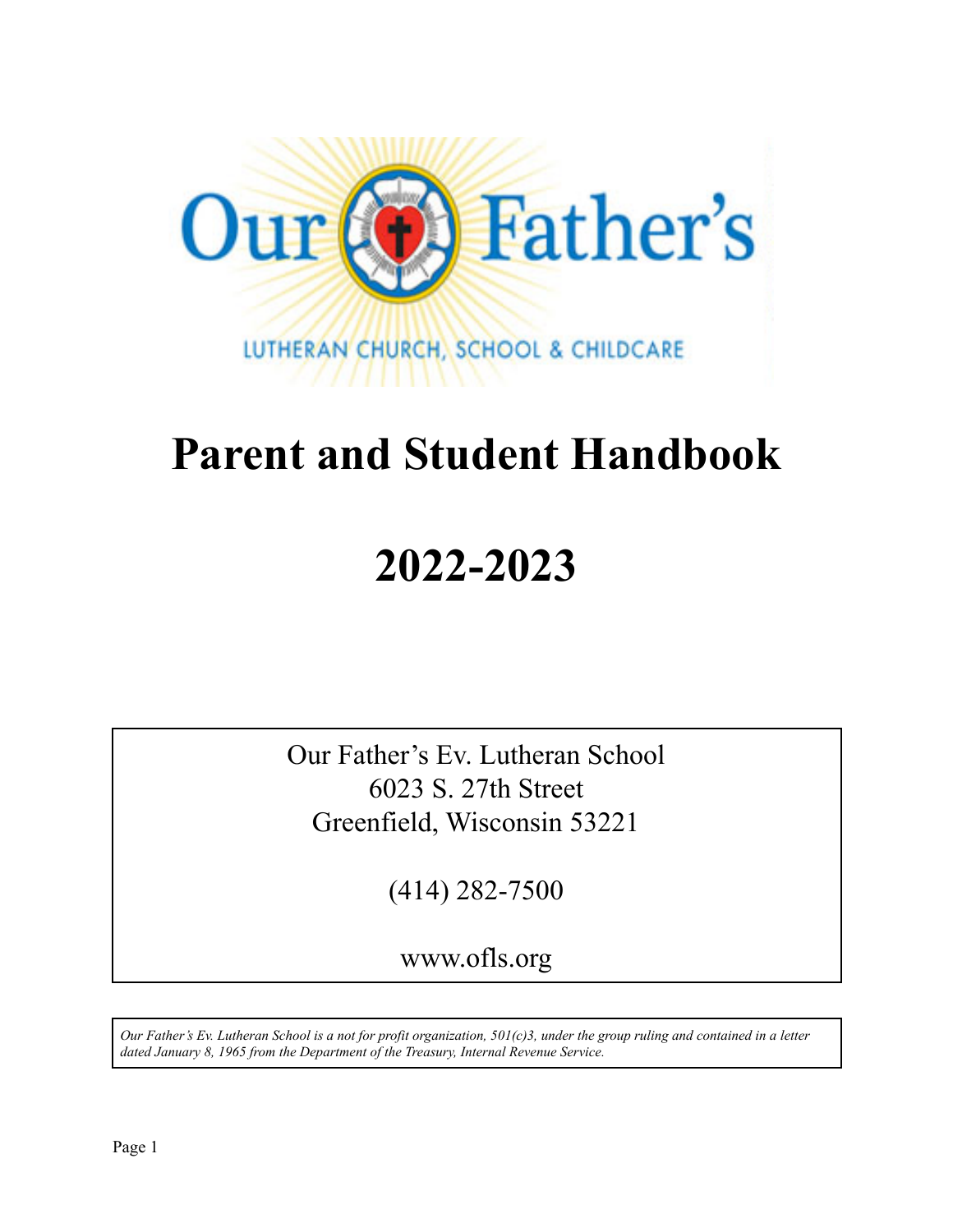Our Father's

LUTHERAN CHURCH, SCHOOL & CHILDCARE

# Parent and Student Handbook

# 2022-2023

Our Father's Ev. Lutheran School
6023 S. 27th Street
Greenfield, Wisconsin 53221

(414) 282-7500

www.ofls.org

*Our Father's Ev. Lutheran School is a not for profit organization, 501(c)3, under the group ruling and contained in a letter dated January 8, 1965 from the Department of the Treasury, Internal Revenue Service.*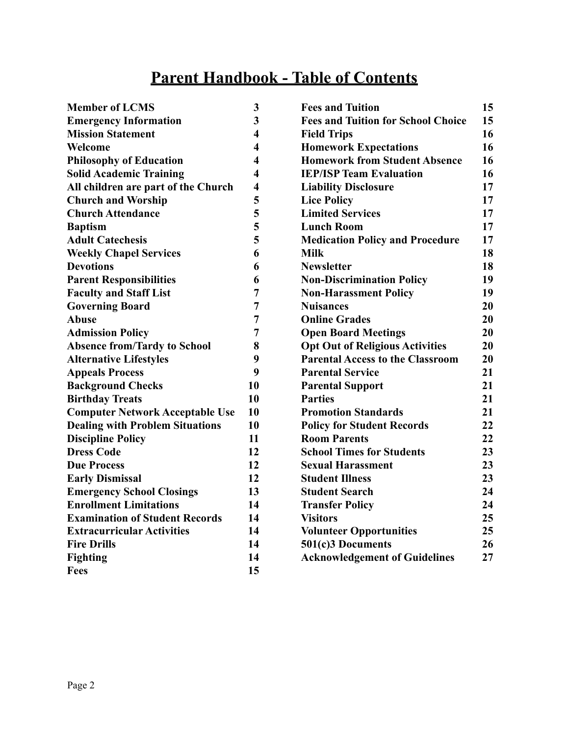# Parent Handbook - Table of Contents

| | |
|---|---|
| **Member of LCMS** | **3** |
| **Emergency Information** | **3** |
| **Mission Statement** | **4** |
| **Welcome** | **4** |
| **Philosophy of Education** | **4** |
| **Solid Academic Training** | **4** |
| **All children are part of the Church** | **4** |
| **Church and Worship** | **5** |
| **Church Attendance** | **5** |
| **Baptism** | **5** |
| **Adult Catechesis** | **5** |
| **Weekly Chapel Services** | **6** |
| **Devotions** | **6** |
| **Parent Responsibilities** | **6** |
| **Faculty and Staff List** | **7** |
| **Governing Board** | **7** |
| **Abuse** | **7** |
| **Admission Policy** | **7** |
| **Absence from/Tardy to School** | **8** |
| **Alternative Lifestyles** | **9** |
| **Appeals Process** | **9** |
| **Background Checks** | **10** |
| **Birthday Treats** | **10** |
| **Computer Network Acceptable Use** | **10** |
| **Dealing with Problem Situations** | **10** |
| **Discipline Policy** | **11** |
| **Dress Code** | **12** |
| **Due Process** | **12** |
| **Early Dismissal** | **12** |
| **Emergency School Closings** | **13** |
| **Enrollment Limitations** | **14** |
| **Examination of Student Records** | **14** |
| **Extracurricular Activities** | **14** |
| **Fire Drills** | **14** |
| **Fighting** | **14** |
| **Fees** | **15** |
| **Fees and Tuition** | **15** |
| **Fees and Tuition for School Choice** | **15** |
| **Field Trips** | **16** |
| **Homework Expectations** | **16** |
| **Homework from Student Absence** | **16** |
| **IEP/ISP Team Evaluation** | **16** |
| **Liability Disclosure** | **17** |
| **Lice Policy** | **17** |
| **Limited Services** | **17** |
| **Lunch Room** | **17** |
| **Medication Policy and Procedure** | **17** |
| **Milk** | **18** |
| **Newsletter** | **18** |
| **Non-Discrimination Policy** | **19** |
| **Non-Harassment Policy** | **19** |
| **Nuisances** | **20** |
| **Online Grades** | **20** |
| **Open Board Meetings** | **20** |
| **Opt Out of Religious Activities** | **20** |
| **Parental Access to the Classroom** | **20** |
| **Parental Service** | **21** |
| **Parental Support** | **21** |
| **Parties** | **21** |
| **Promotion Standards** | **21** |
| **Policy for Student Records** | **22** |
| **Room Parents** | **22** |
| **School Times for Students** | **23** |
| **Sexual Harassment** | **23** |
| **Student Illness** | **23** |
| **Student Search** | **24** |
| **Transfer Policy** | **24** |
| **Visitors** | **25** |
| **Volunteer Opportunities** | **25** |
| **501(c)3 Documents** | **26** |
| **Acknowledgement of Guidelines** | **27** |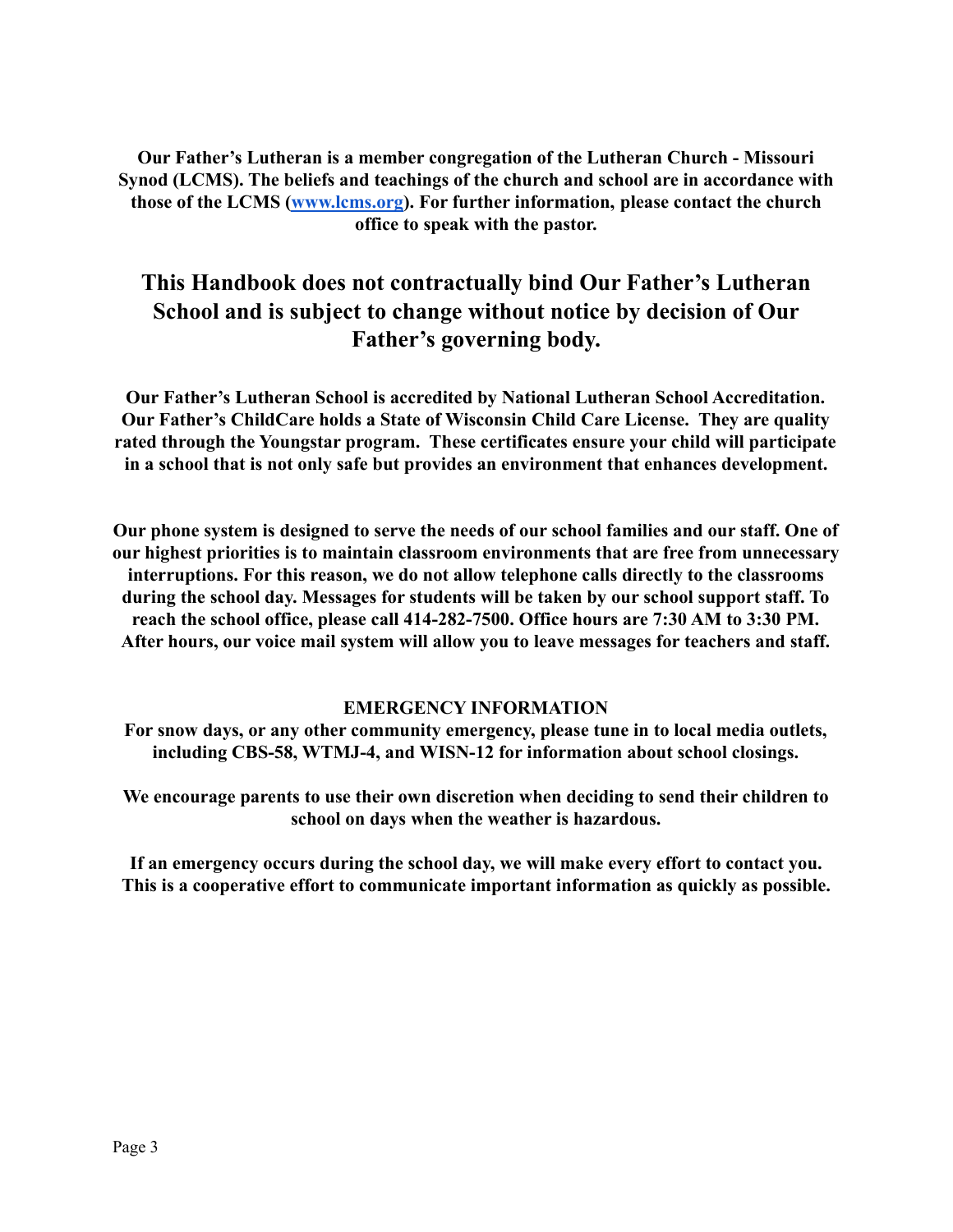**Our Father's Lutheran is a member congregation of the Lutheran Church - Missouri Synod (LCMS). The beliefs and teachings of the church and school are in accordance with those of the LCMS ([www.lcms.org](http://www.lcms.org)). For further information, please contact the church office to speak with the pastor.**

## This Handbook does not contractually bind Our Father's Lutheran School and is subject to change without notice by decision of Our Father's governing body.

**Our Father's Lutheran School is accredited by National Lutheran School Accreditation. Our Father's ChildCare holds a State of Wisconsin Child Care License. They are quality rated through the Youngstar program. These certificates ensure your child will participate in a school that is not only safe but provides an environment that enhances development.**

**Our phone system is designed to serve the needs of our school families and our staff. One of our highest priorities is to maintain classroom environments that are free from unnecessary interruptions. For this reason, we do not allow telephone calls directly to the classrooms during the school day. Messages for students will be taken by our school support staff. To reach the school office, please call 414-282-7500. Office hours are 7:30 AM to 3:30 PM. After hours, our voice mail system will allow you to leave messages for teachers and staff.**

### EMERGENCY INFORMATION

**For snow days, or any other community emergency, please tune in to local media outlets, including CBS-58, WTMJ-4, and WISN-12 for information about school closings.**

**We encourage parents to use their own discretion when deciding to send their children to school on days when the weather is hazardous.**

**If an emergency occurs during the school day, we will make every effort to contact you. This is a cooperative effort to communicate important information as quickly as possible.**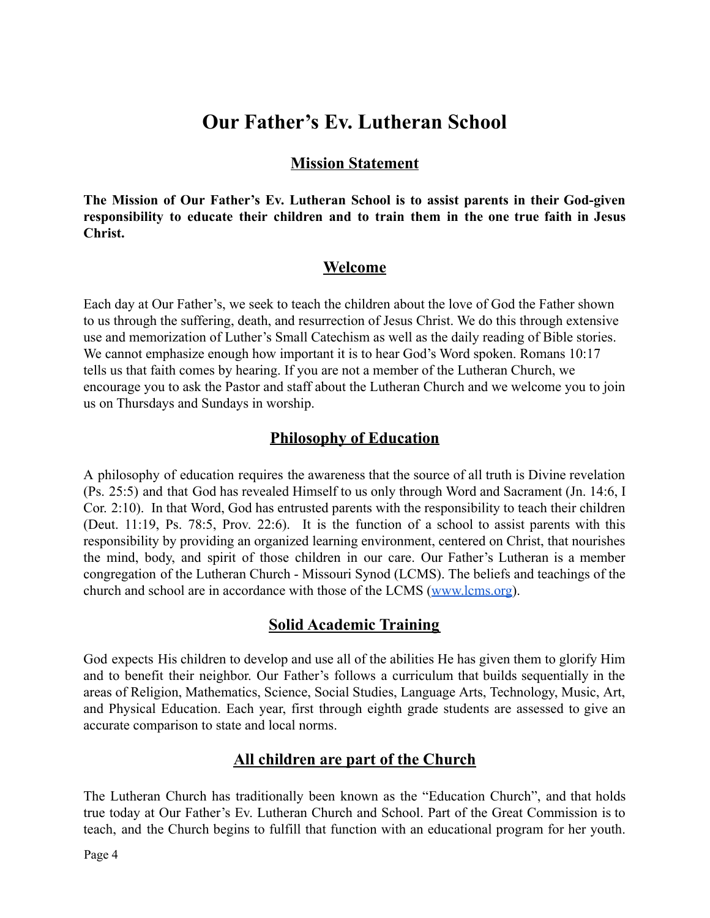# Our Father's Ev. Lutheran School

## Mission Statement

**The Mission of Our Father's Ev. Lutheran School is to assist parents in their God-given responsibility to educate their children and to train them in the one true faith in Jesus Christ.**

## Welcome

Each day at Our Father's, we seek to teach the children about the love of God the Father shown to us through the suffering, death, and resurrection of Jesus Christ. We do this through extensive use and memorization of Luther's Small Catechism as well as the daily reading of Bible stories. We cannot emphasize enough how important it is to hear God's Word spoken. Romans 10:17 tells us that faith comes by hearing. If you are not a member of the Lutheran Church, we encourage you to ask the Pastor and staff about the Lutheran Church and we welcome you to join us on Thursdays and Sundays in worship.

## Philosophy of Education

A philosophy of education requires the awareness that the source of all truth is Divine revelation (Ps. 25:5) and that God has revealed Himself to us only through Word and Sacrament (Jn. 14:6, I Cor. 2:10). In that Word, God has entrusted parents with the responsibility to teach their children (Deut. 11:19, Ps. 78:5, Prov. 22:6). It is the function of a school to assist parents with this responsibility by providing an organized learning environment, centered on Christ, that nourishes the mind, body, and spirit of those children in our care. Our Father's Lutheran is a member congregation of the Lutheran Church - Missouri Synod (LCMS). The beliefs and teachings of the church and school are in accordance with those of the LCMS ([www.lcms.org](http://www.lcms.org)).

## Solid Academic Training

God expects His children to develop and use all of the abilities He has given them to glorify Him and to benefit their neighbor. Our Father's follows a curriculum that builds sequentially in the areas of Religion, Mathematics, Science, Social Studies, Language Arts, Technology, Music, Art, and Physical Education. Each year, first through eighth grade students are assessed to give an accurate comparison to state and local norms.

## All children are part of the Church

The Lutheran Church has traditionally been known as the "Education Church", and that holds true today at Our Father's Ev. Lutheran Church and School. Part of the Great Commission is to teach, and the Church begins to fulfill that function with an educational program for her youth.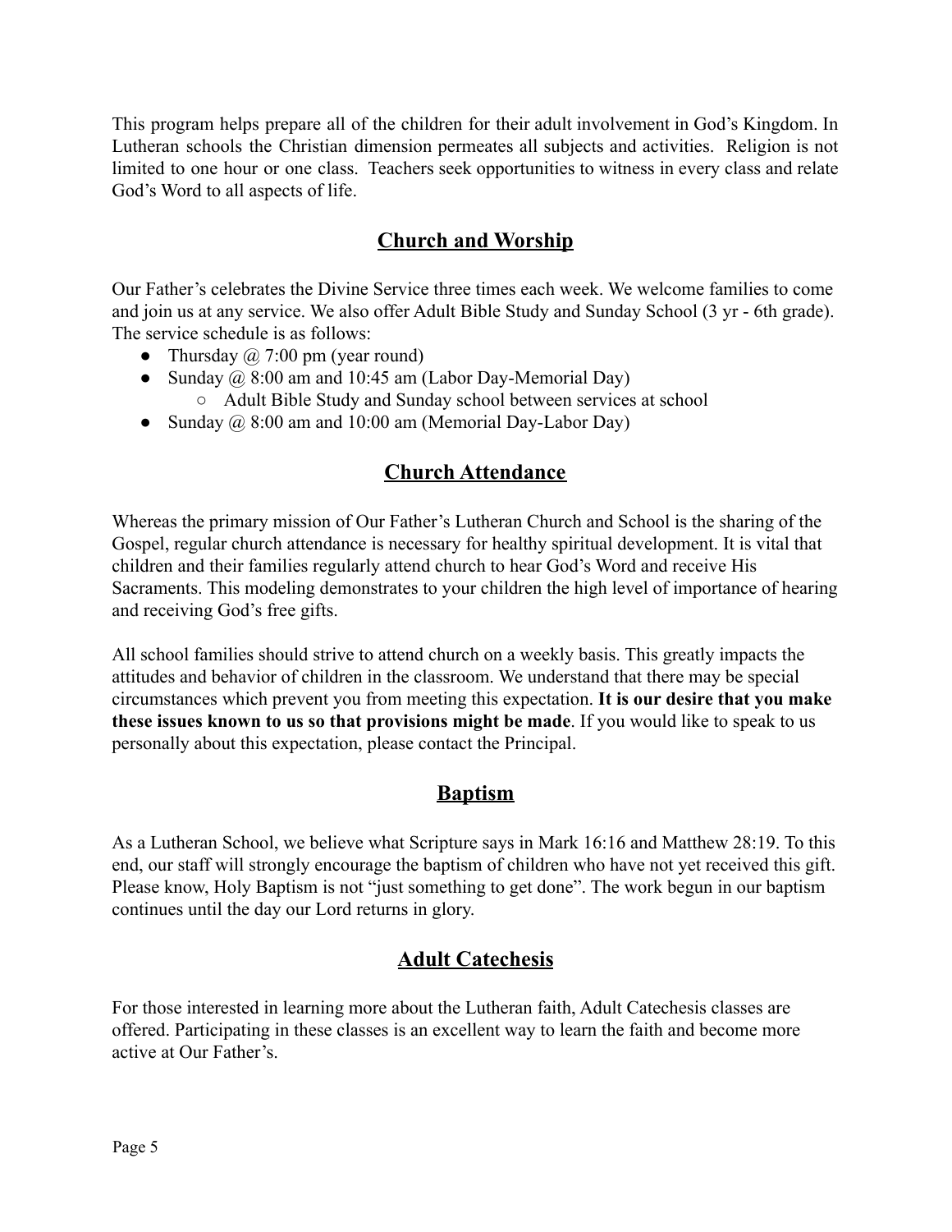This program helps prepare all of the children for their adult involvement in God's Kingdom. In Lutheran schools the Christian dimension permeates all subjects and activities. Religion is not limited to one hour or one class. Teachers seek opportunities to witness in every class and relate God's Word to all aspects of life.

## Church and Worship

Our Father's celebrates the Divine Service three times each week. We welcome families to come and join us at any service. We also offer Adult Bible Study and Sunday School (3 yr - 6th grade). The service schedule is as follows:

- Thursday @ 7:00 pm (year round)
- Sunday @ 8:00 am and 10:45 am (Labor Day-Memorial Day)
  - Adult Bible Study and Sunday school between services at school
- Sunday @ 8:00 am and 10:00 am (Memorial Day-Labor Day)

## Church Attendance

Whereas the primary mission of Our Father's Lutheran Church and School is the sharing of the Gospel, regular church attendance is necessary for healthy spiritual development. It is vital that children and their families regularly attend church to hear God's Word and receive His Sacraments. This modeling demonstrates to your children the high level of importance of hearing and receiving God's free gifts.

All school families should strive to attend church on a weekly basis. This greatly impacts the attitudes and behavior of children in the classroom. We understand that there may be special circumstances which prevent you from meeting this expectation. **It is our desire that you make these issues known to us so that provisions might be made**. If you would like to speak to us personally about this expectation, please contact the Principal.

## Baptism

As a Lutheran School, we believe what Scripture says in Mark 16:16 and Matthew 28:19. To this end, our staff will strongly encourage the baptism of children who have not yet received this gift. Please know, Holy Baptism is not "just something to get done". The work begun in our baptism continues until the day our Lord returns in glory.

## Adult Catechesis

For those interested in learning more about the Lutheran faith, Adult Catechesis classes are offered. Participating in these classes is an excellent way to learn the faith and become more active at Our Father's.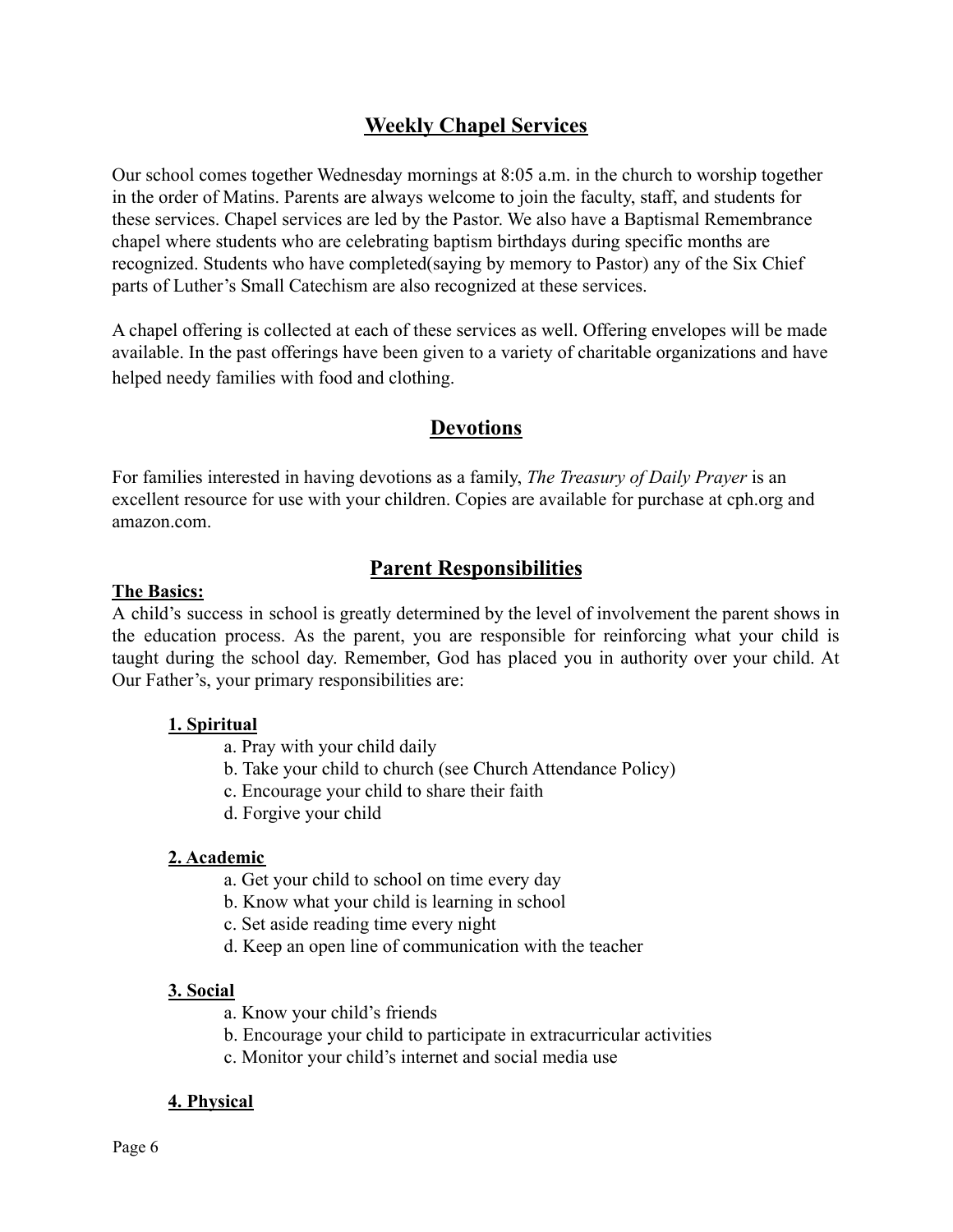## Weekly Chapel Services

Our school comes together Wednesday mornings at 8:05 a.m. in the church to worship together in the order of Matins. Parents are always welcome to join the faculty, staff, and students for these services. Chapel services are led by the Pastor. We also have a Baptismal Remembrance chapel where students who are celebrating baptism birthdays during specific months are recognized. Students who have completed(saying by memory to Pastor) any of the Six Chief parts of Luther's Small Catechism are also recognized at these services.

A chapel offering is collected at each of these services as well. Offering envelopes will be made available. In the past offerings have been given to a variety of charitable organizations and have helped needy families with food and clothing.

## Devotions

For families interested in having devotions as a family, *The Treasury of Daily Prayer* is an excellent resource for use with your children. Copies are available for purchase at cph.org and amazon.com.

## Parent Responsibilities

**The Basics:**

A child's success in school is greatly determined by the level of involvement the parent shows in the education process. As the parent, you are responsible for reinforcing what your child is taught during the school day. Remember, God has placed you in authority over your child. At Our Father's, your primary responsibilities are:

**1. Spiritual**

a. Pray with your child daily
b. Take your child to church (see Church Attendance Policy)
c. Encourage your child to share their faith
d. Forgive your child

**2. Academic**

a. Get your child to school on time every day
b. Know what your child is learning in school
c. Set aside reading time every night
d. Keep an open line of communication with the teacher

**3. Social**

a. Know your child's friends
b. Encourage your child to participate in extracurricular activities
c. Monitor your child's internet and social media use

**4. Physical**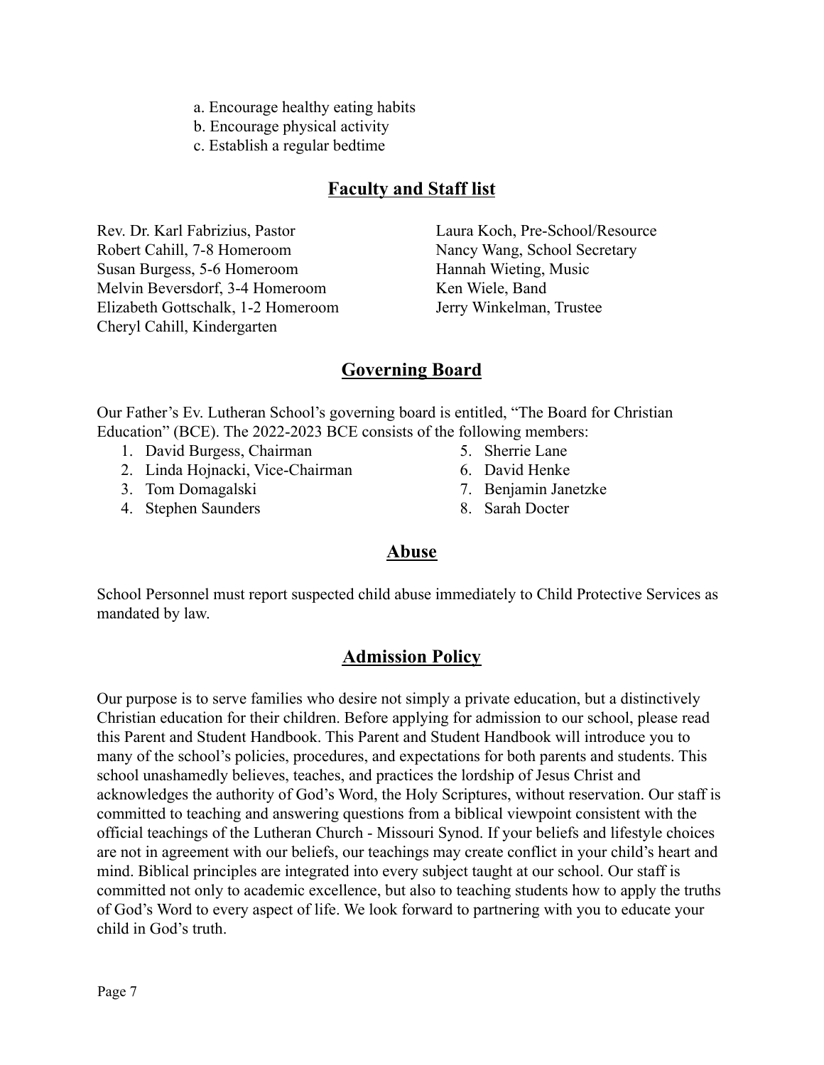a. Encourage healthy eating habits
b. Encourage physical activity
c. Establish a regular bedtime

## Faculty and Staff list

Rev. Dr. Karl Fabrizius, Pastor
Robert Cahill, 7-8 Homeroom
Susan Burgess, 5-6 Homeroom
Melvin Beversdorf, 3-4 Homeroom
Elizabeth Gottschalk, 1-2 Homeroom
Cheryl Cahill, Kindergarten
Laura Koch, Pre-School/Resource
Nancy Wang, School Secretary
Hannah Wieting, Music
Ken Wiele, Band
Jerry Winkelman, Trustee

## Governing Board

Our Father's Ev. Lutheran School's governing board is entitled, "The Board for Christian Education" (BCE). The 2022-2023 BCE consists of the following members:

1. David Burgess, Chairman
2. Linda Hojnacki, Vice-Chairman
3. Tom Domagalski
4. Stephen Saunders
5. Sherrie Lane
6. David Henke
7. Benjamin Janetzke
8. Sarah Docter

## Abuse

School Personnel must report suspected child abuse immediately to Child Protective Services as mandated by law.

## Admission Policy

Our purpose is to serve families who desire not simply a private education, but a distinctively Christian education for their children. Before applying for admission to our school, please read this Parent and Student Handbook. This Parent and Student Handbook will introduce you to many of the school's policies, procedures, and expectations for both parents and students. This school unashamedly believes, teaches, and practices the lordship of Jesus Christ and acknowledges the authority of God's Word, the Holy Scriptures, without reservation. Our staff is committed to teaching and answering questions from a biblical viewpoint consistent with the official teachings of the Lutheran Church - Missouri Synod. If your beliefs and lifestyle choices are not in agreement with our beliefs, our teachings may create conflict in your child's heart and mind. Biblical principles are integrated into every subject taught at our school. Our staff is committed not only to academic excellence, but also to teaching students how to apply the truths of God's Word to every aspect of life. We look forward to partnering with you to educate your child in God's truth.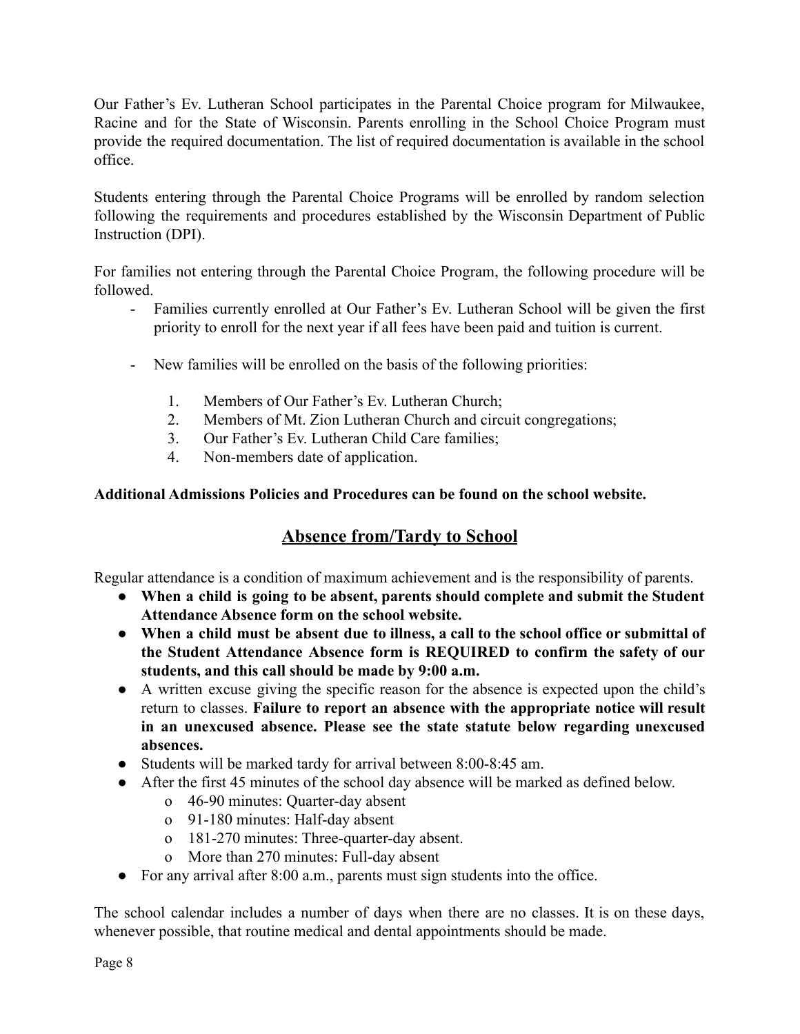Our Father's Ev. Lutheran School participates in the Parental Choice program for Milwaukee, Racine and for the State of Wisconsin. Parents enrolling in the School Choice Program must provide the required documentation. The list of required documentation is available in the school office.

Students entering through the Parental Choice Programs will be enrolled by random selection following the requirements and procedures established by the Wisconsin Department of Public Instruction (DPI).

For families not entering through the Parental Choice Program, the following procedure will be followed.

- Families currently enrolled at Our Father's Ev. Lutheran School will be given the first priority to enroll for the next year if all fees have been paid and tuition is current.

- New families will be enrolled on the basis of the following priorities:

    1. Members of Our Father's Ev. Lutheran Church;
    2. Members of Mt. Zion Lutheran Church and circuit congregations;
    3. Our Father's Ev. Lutheran Child Care families;
    4. Non-members date of application.

**Additional Admissions Policies and Procedures can be found on the school website.**

## Absence from/Tardy to School

Regular attendance is a condition of maximum achievement and is the responsibility of parents.

- **When a child is going to be absent, parents should complete and submit the Student Attendance Absence form on the school website.**
- **When a child must be absent due to illness, a call to the school office or submittal of the Student Attendance Absence form is REQUIRED to confirm the safety of our students, and this call should be made by 9:00 a.m.**
- A written excuse giving the specific reason for the absence is expected upon the child's return to classes. **Failure to report an absence with the appropriate notice will result in an unexcused absence. Please see the state statute below regarding unexcused absences.**
- Students will be marked tardy for arrival between 8:00-8:45 am.
- After the first 45 minutes of the school day absence will be marked as defined below.
    - 46-90 minutes: Quarter-day absent
    - 91-180 minutes: Half-day absent
    - 181-270 minutes: Three-quarter-day absent.
    - More than 270 minutes: Full-day absent
- For any arrival after 8:00 a.m., parents must sign students into the office.

The school calendar includes a number of days when there are no classes. It is on these days, whenever possible, that routine medical and dental appointments should be made.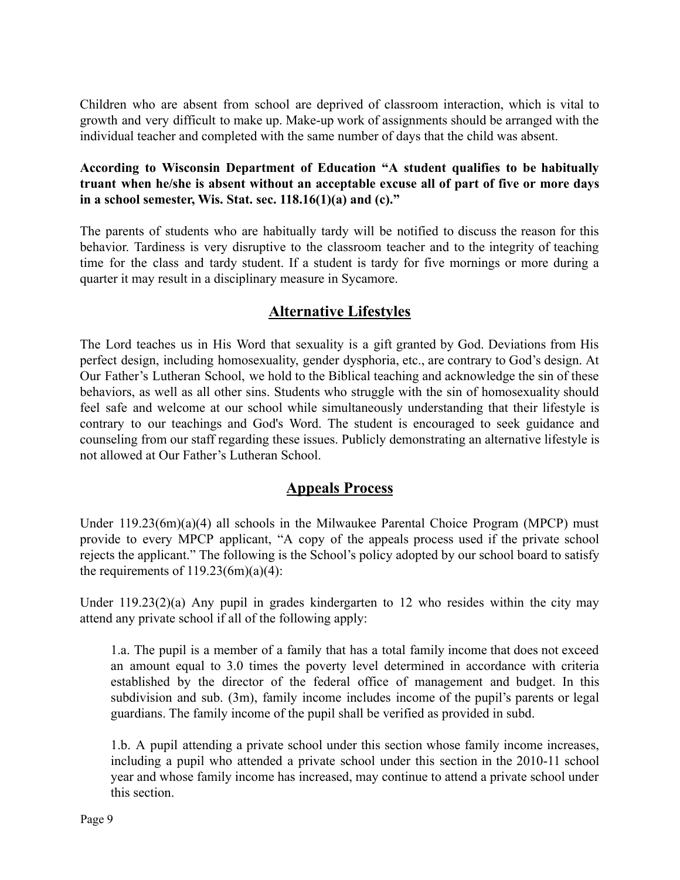Children who are absent from school are deprived of classroom interaction, which is vital to growth and very difficult to make up. Make-up work of assignments should be arranged with the individual teacher and completed with the same number of days that the child was absent.

**According to Wisconsin Department of Education “A student qualifies to be habitually truant when he/she is absent without an acceptable excuse all of part of five or more days in a school semester, Wis. Stat. sec. 118.16(1)(a) and (c).”**

The parents of students who are habitually tardy will be notified to discuss the reason for this behavior. Tardiness is very disruptive to the classroom teacher and to the integrity of teaching time for the class and tardy student. If a student is tardy for five mornings or more during a quarter it may result in a disciplinary measure in Sycamore.

## Alternative Lifestyles

The Lord teaches us in His Word that sexuality is a gift granted by God. Deviations from His perfect design, including homosexuality, gender dysphoria, etc., are contrary to God’s design. At Our Father’s Lutheran School, we hold to the Biblical teaching and acknowledge the sin of these behaviors, as well as all other sins. Students who struggle with the sin of homosexuality should feel safe and welcome at our school while simultaneously understanding that their lifestyle is contrary to our teachings and God's Word. The student is encouraged to seek guidance and counseling from our staff regarding these issues. Publicly demonstrating an alternative lifestyle is not allowed at Our Father’s Lutheran School.

## Appeals Process

Under 119.23(6m)(a)(4) all schools in the Milwaukee Parental Choice Program (MPCP) must provide to every MPCP applicant, “A copy of the appeals process used if the private school rejects the applicant.” The following is the School’s policy adopted by our school board to satisfy the requirements of 119.23(6m)(a)(4):

Under 119.23(2)(a) Any pupil in grades kindergarten to 12 who resides within the city may attend any private school if all of the following apply:

> 1.a. The pupil is a member of a family that has a total family income that does not exceed an amount equal to 3.0 times the poverty level determined in accordance with criteria established by the director of the federal office of management and budget. In this subdivision and sub. (3m), family income includes income of the pupil’s parents or legal guardians. The family income of the pupil shall be verified as provided in subd.
>
> 1.b. A pupil attending a private school under this section whose family income increases, including a pupil who attended a private school under this section in the 2010-11 school year and whose family income has increased, may continue to attend a private school under this section.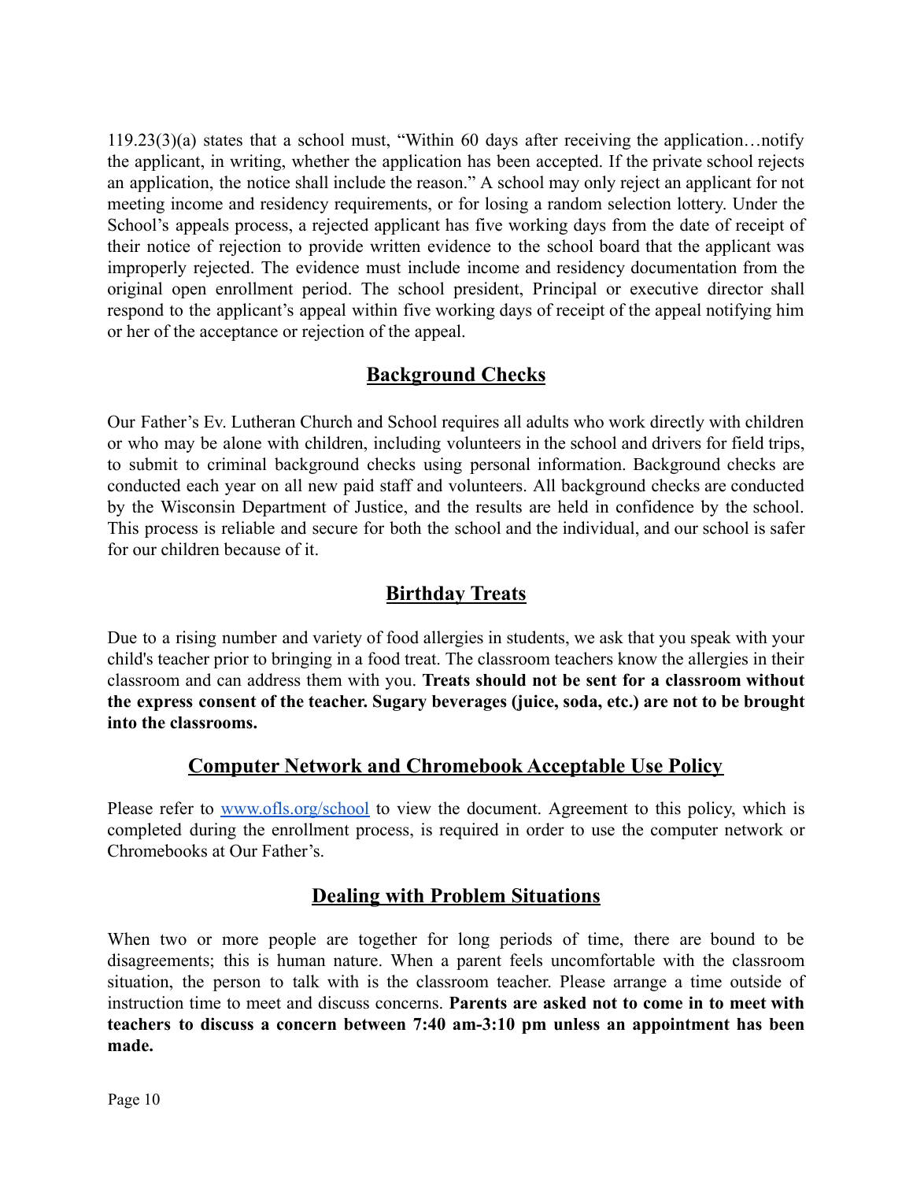119.23(3)(a) states that a school must, "Within 60 days after receiving the application…notify the applicant, in writing, whether the application has been accepted. If the private school rejects an application, the notice shall include the reason." A school may only reject an applicant for not meeting income and residency requirements, or for losing a random selection lottery. Under the School's appeals process, a rejected applicant has five working days from the date of receipt of their notice of rejection to provide written evidence to the school board that the applicant was improperly rejected. The evidence must include income and residency documentation from the original open enrollment period. The school president, Principal or executive director shall respond to the applicant's appeal within five working days of receipt of the appeal notifying him or her of the acceptance or rejection of the appeal.

## Background Checks

Our Father's Ev. Lutheran Church and School requires all adults who work directly with children or who may be alone with children, including volunteers in the school and drivers for field trips, to submit to criminal background checks using personal information. Background checks are conducted each year on all new paid staff and volunteers. All background checks are conducted by the Wisconsin Department of Justice, and the results are held in confidence by the school. This process is reliable and secure for both the school and the individual, and our school is safer for our children because of it.

## Birthday Treats

Due to a rising number and variety of food allergies in students, we ask that you speak with your child's teacher prior to bringing in a food treat. The classroom teachers know the allergies in their classroom and can address them with you. **Treats should not be sent for a classroom without the express consent of the teacher. Sugary beverages (juice, soda, etc.) are not to be brought into the classrooms.**

## Computer Network and Chromebook Acceptable Use Policy

Please refer to [www.ofls.org/school](www.ofls.org/school) to view the document. Agreement to this policy, which is completed during the enrollment process, is required in order to use the computer network or Chromebooks at Our Father's.

## Dealing with Problem Situations

When two or more people are together for long periods of time, there are bound to be disagreements; this is human nature. When a parent feels uncomfortable with the classroom situation, the person to talk with is the classroom teacher. Please arrange a time outside of instruction time to meet and discuss concerns. **Parents are asked not to come in to meet with teachers to discuss a concern between 7:40 am-3:10 pm unless an appointment has been made.**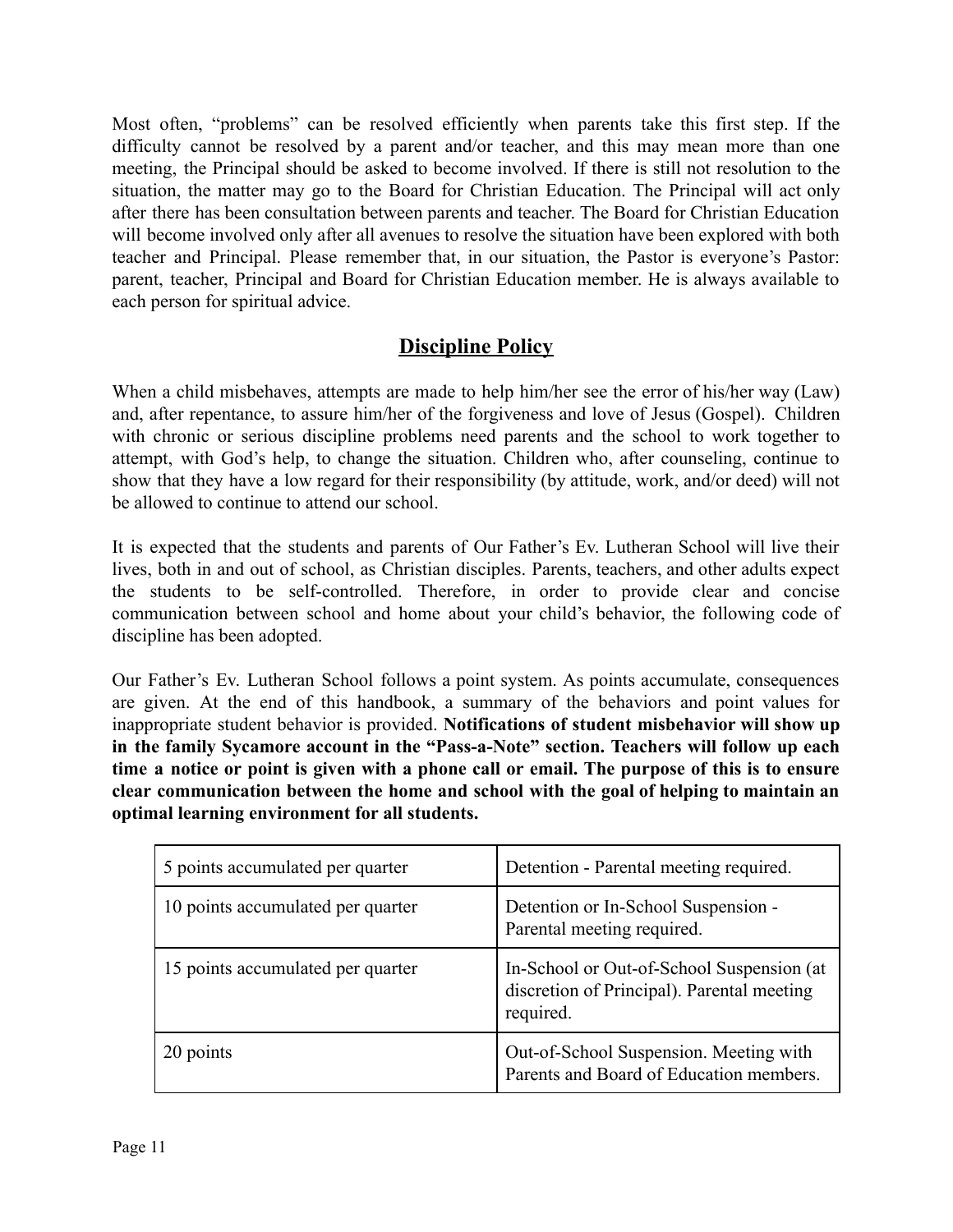Most often, “problems” can be resolved efficiently when parents take this first step. If the difficulty cannot be resolved by a parent and/or teacher, and this may mean more than one meeting, the Principal should be asked to become involved. If there is still not resolution to the situation, the matter may go to the Board for Christian Education. The Principal will act only after there has been consultation between parents and teacher. The Board for Christian Education will become involved only after all avenues to resolve the situation have been explored with both teacher and Principal. Please remember that, in our situation, the Pastor is everyone’s Pastor: parent, teacher, Principal and Board for Christian Education member. He is always available to each person for spiritual advice.

## Discipline Policy

When a child misbehaves, attempts are made to help him/her see the error of his/her way (Law) and, after repentance, to assure him/her of the forgiveness and love of Jesus (Gospel). Children with chronic or serious discipline problems need parents and the school to work together to attempt, with God’s help, to change the situation. Children who, after counseling, continue to show that they have a low regard for their responsibility (by attitude, work, and/or deed) will not be allowed to continue to attend our school.

It is expected that the students and parents of Our Father’s Ev. Lutheran School will live their lives, both in and out of school, as Christian disciples. Parents, teachers, and other adults expect the students to be self-controlled. Therefore, in order to provide clear and concise communication between school and home about your child’s behavior, the following code of discipline has been adopted.

Our Father’s Ev. Lutheran School follows a point system. As points accumulate, consequences are given. At the end of this handbook, a summary of the behaviors and point values for inappropriate student behavior is provided. **Notifications of student misbehavior will show up in the family Sycamore account in the “Pass-a-Note” section. Teachers will follow up each time a notice or point is given with a phone call or email. The purpose of this is to ensure clear communication between the home and school with the goal of helping to maintain an optimal learning environment for all students.**

| 5 points accumulated per quarter | Detention - Parental meeting required. |
|---|---|
| 10 points accumulated per quarter | Detention or In-School Suspension - Parental meeting required. |
| 15 points accumulated per quarter | In-School or Out-of-School Suspension (at discretion of Principal). Parental meeting required. |
| 20 points | Out-of-School Suspension. Meeting with Parents and Board of Education members. |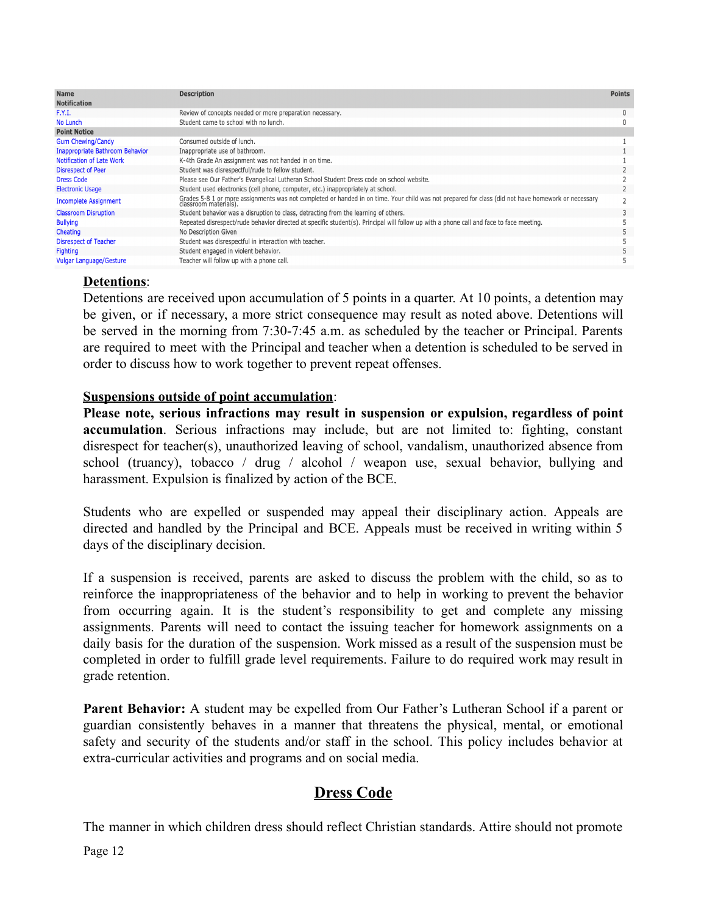| Name | Description | Points |
|---|---|---|
| **Notification** | | |
| F.Y.I. | Review of concepts needed or more preparation necessary. | 0 |
| No Lunch | Student came to school with no lunch. | 0 |
| **Point Notice** | | |
| Gum Chewing/Candy | Consumed outside of lunch. | 1 |
| Inappropriate Bathroom Behavior | Inappropriate use of bathroom. | 1 |
| Notification of Late Work | K-4th Grade An assignment was not handed in on time. | 1 |
| Disrespect of Peer | Student was disrespectful/rude to fellow student. | 2 |
| Dress Code | Please see Our Father's Evangelical Lutheran School Student Dress code on school website. | 2 |
| Electronic Usage | Student used electronics (cell phone, computer, etc.) inappropriately at school. | 2 |
| Incomplete Assignment | Grades 5-8 1 or more assignments was not completed or handed in on time. Your child was not prepared for class (did not have homework or necessary classroom materials). | 2 |
| Classroom Disruption | Student behavior was a disruption to class, detracting from the learning of others. | 3 |
| Bullying | Repeated disrespect/rude behavior directed at specific student(s). Principal will follow up with a phone call and face to face meeting. | 5 |
| Cheating | No Description Given | 5 |
| Disrespect of Teacher | Student was disrespectful in interaction with teacher. | 5 |
| Fighting | Student engaged in violent behavior. | 5 |
| Vulgar Language/Gesture | Teacher will follow up with a phone call. | 5 |

**Detentions**:
Detentions are received upon accumulation of 5 points in a quarter. At 10 points, a detention may be given, or if necessary, a more strict consequence may result as noted above. Detentions will be served in the morning from 7:30-7:45 a.m. as scheduled by the teacher or Principal. Parents are required to meet with the Principal and teacher when a detention is scheduled to be served in order to discuss how to work together to prevent repeat offenses.

**Suspensions outside of point accumulation**:
**Please note, serious infractions may result in suspension or expulsion, regardless of point accumulation**. Serious infractions may include, but are not limited to: fighting, constant disrespect for teacher(s), unauthorized leaving of school, vandalism, unauthorized absence from school (truancy), tobacco / drug / alcohol / weapon use, sexual behavior, bullying and harassment. Expulsion is finalized by action of the BCE.

Students who are expelled or suspended may appeal their disciplinary action. Appeals are directed and handled by the Principal and BCE. Appeals must be received in writing within 5 days of the disciplinary decision.

If a suspension is received, parents are asked to discuss the problem with the child, so as to reinforce the inappropriateness of the behavior and to help in working to prevent the behavior from occurring again. It is the student's responsibility to get and complete any missing assignments. Parents will need to contact the issuing teacher for homework assignments on a daily basis for the duration of the suspension. Work missed as a result of the suspension must be completed in order to fulfill grade level requirements. Failure to do required work may result in grade retention.

**Parent Behavior:** A student may be expelled from Our Father's Lutheran School if a parent or guardian consistently behaves in a manner that threatens the physical, mental, or emotional safety and security of the students and/or staff in the school. This policy includes behavior at extra-curricular activities and programs and on social media.

## Dress Code

The manner in which children dress should reflect Christian standards. Attire should not promote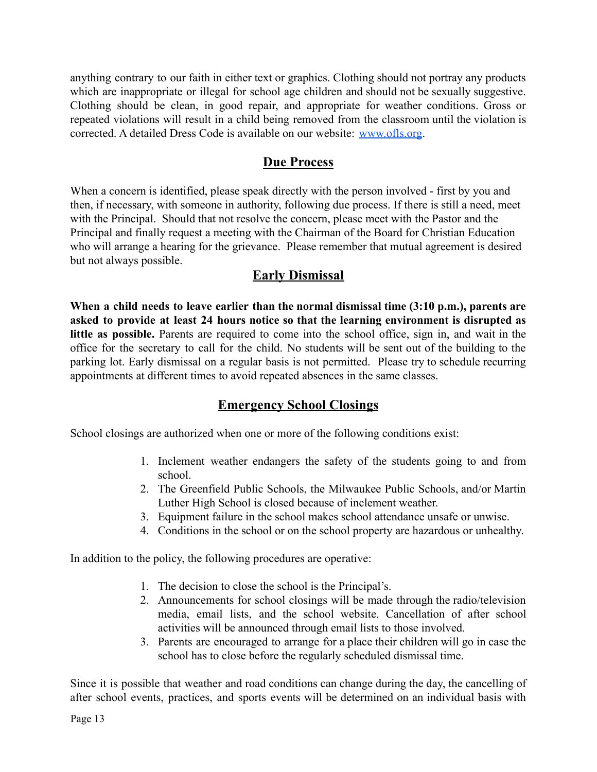anything contrary to our faith in either text or graphics. Clothing should not portray any products which are inappropriate or illegal for school age children and should not be sexually suggestive. Clothing should be clean, in good repair, and appropriate for weather conditions. Gross or repeated violations will result in a child being removed from the classroom until the violation is corrected. A detailed Dress Code is available on our website: [www.ofls.org](http://www.ofls.org).

## Due Process

When a concern is identified, please speak directly with the person involved - first by you and then, if necessary, with someone in authority, following due process. If there is still a need, meet with the Principal. Should that not resolve the concern, please meet with the Pastor and the Principal and finally request a meeting with the Chairman of the Board for Christian Education who will arrange a hearing for the grievance. Please remember that mutual agreement is desired but not always possible.

## Early Dismissal

**When a child needs to leave earlier than the normal dismissal time (3:10 p.m.), parents are asked to provide at least 24 hours notice so that the learning environment is disrupted as little as possible.** Parents are required to come into the school office, sign in, and wait in the office for the secretary to call for the child. No students will be sent out of the building to the parking lot. Early dismissal on a regular basis is not permitted. Please try to schedule recurring appointments at different times to avoid repeated absences in the same classes.

## Emergency School Closings

School closings are authorized when one or more of the following conditions exist:

1. Inclement weather endangers the safety of the students going to and from school.
2. The Greenfield Public Schools, the Milwaukee Public Schools, and/or Martin Luther High School is closed because of inclement weather.
3. Equipment failure in the school makes school attendance unsafe or unwise.
4. Conditions in the school or on the school property are hazardous or unhealthy.

In addition to the policy, the following procedures are operative:

1. The decision to close the school is the Principal's.
2. Announcements for school closings will be made through the radio/television media, email lists, and the school website. Cancellation of after school activities will be announced through email lists to those involved.
3. Parents are encouraged to arrange for a place their children will go in case the school has to close before the regularly scheduled dismissal time.

Since it is possible that weather and road conditions can change during the day, the cancelling of after school events, practices, and sports events will be determined on an individual basis with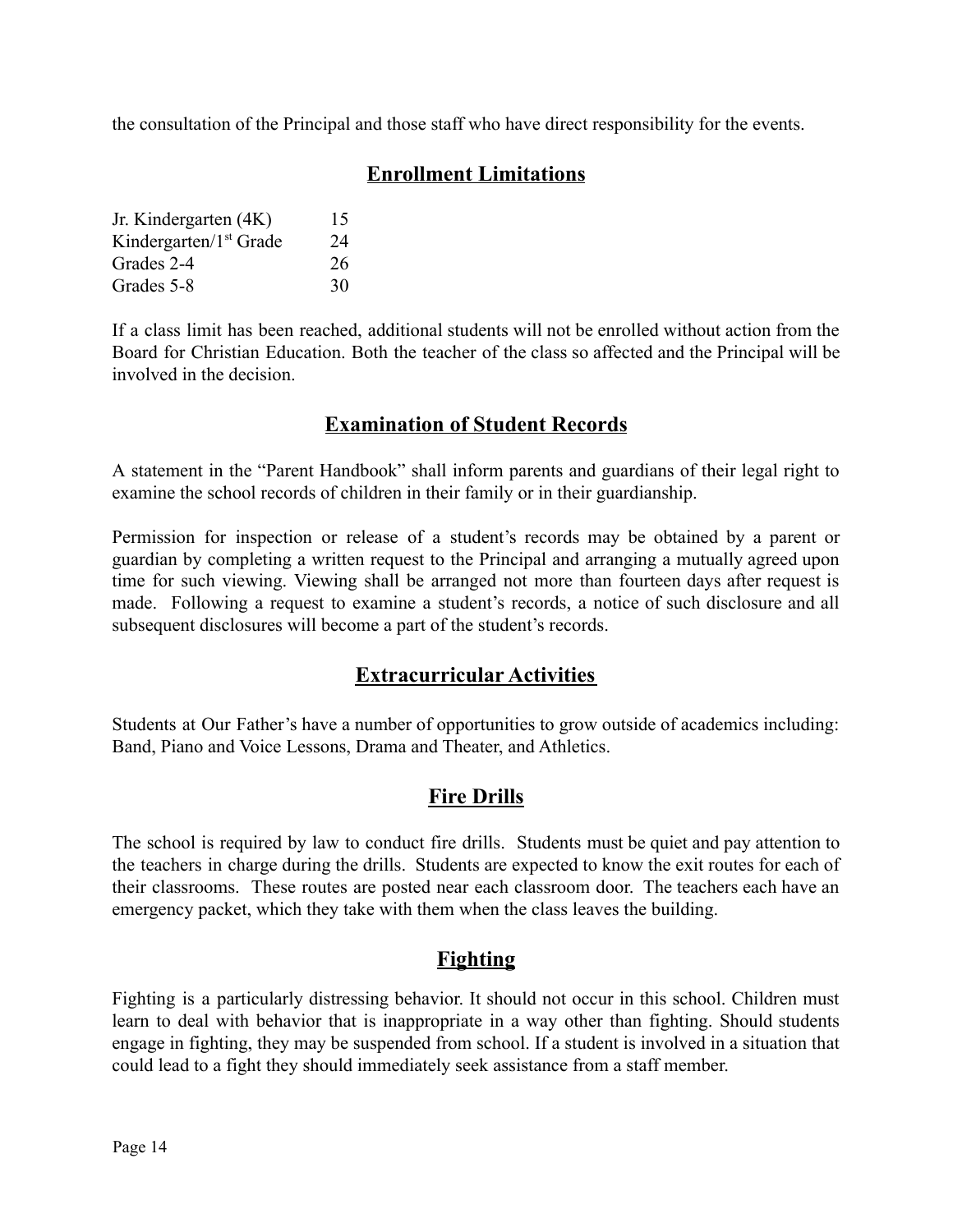the consultation of the Principal and those staff who have direct responsibility for the events.

## Enrollment Limitations

| | |
|---|---|
| Jr. Kindergarten (4K) | 15 |
| Kindergarten/1st Grade | 24 |
| Grades 2-4 | 26 |
| Grades 5-8 | 30 |

If a class limit has been reached, additional students will not be enrolled without action from the Board for Christian Education. Both the teacher of the class so affected and the Principal will be involved in the decision.

## Examination of Student Records

A statement in the "Parent Handbook" shall inform parents and guardians of their legal right to examine the school records of children in their family or in their guardianship.

Permission for inspection or release of a student's records may be obtained by a parent or guardian by completing a written request to the Principal and arranging a mutually agreed upon time for such viewing. Viewing shall be arranged not more than fourteen days after request is made. Following a request to examine a student's records, a notice of such disclosure and all subsequent disclosures will become a part of the student's records.

## Extracurricular Activities

Students at Our Father's have a number of opportunities to grow outside of academics including: Band, Piano and Voice Lessons, Drama and Theater, and Athletics.

## Fire Drills

The school is required by law to conduct fire drills. Students must be quiet and pay attention to the teachers in charge during the drills. Students are expected to know the exit routes for each of their classrooms. These routes are posted near each classroom door. The teachers each have an emergency packet, which they take with them when the class leaves the building.

## Fighting

Fighting is a particularly distressing behavior. It should not occur in this school. Children must learn to deal with behavior that is inappropriate in a way other than fighting. Should students engage in fighting, they may be suspended from school. If a student is involved in a situation that could lead to a fight they should immediately seek assistance from a staff member.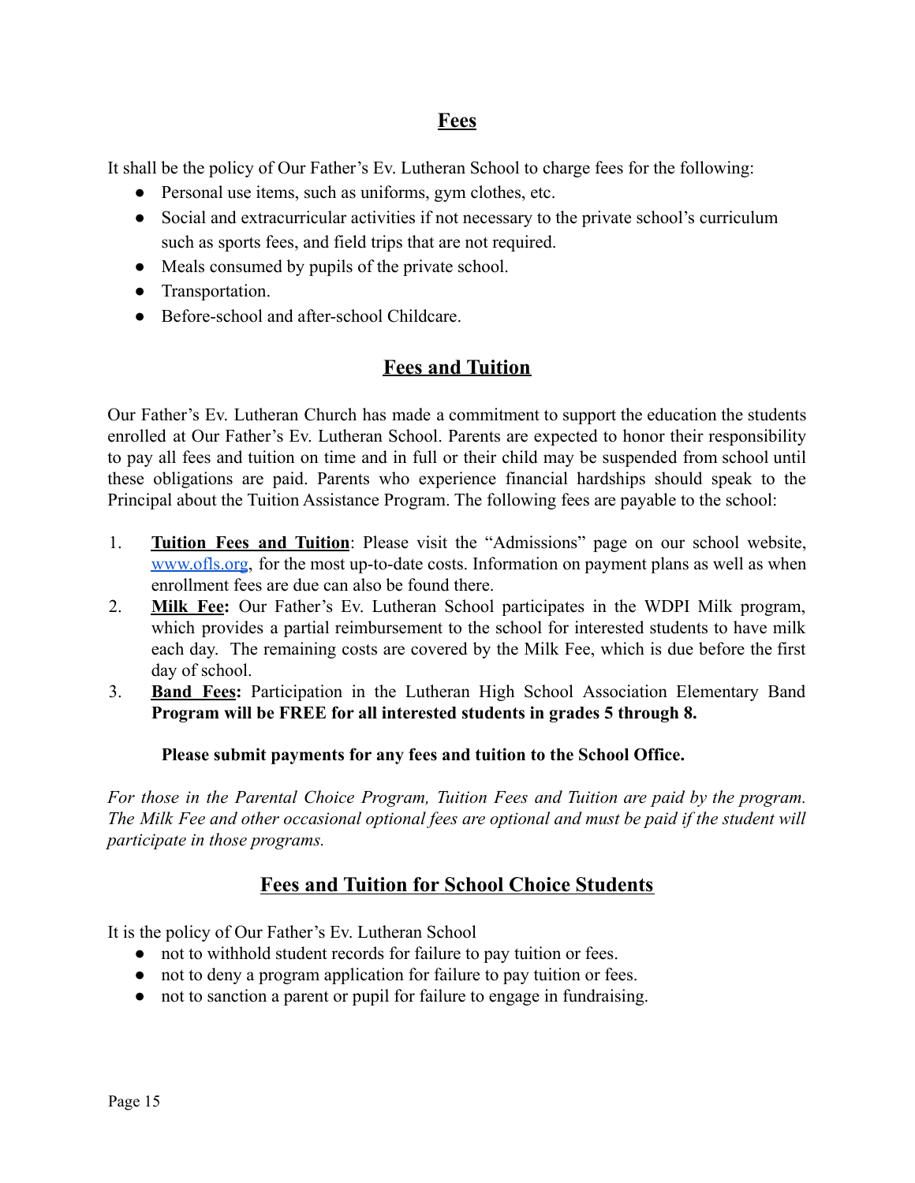## Fees

It shall be the policy of Our Father's Ev. Lutheran School to charge fees for the following:

- Personal use items, such as uniforms, gym clothes, etc.
- Social and extracurricular activities if not necessary to the private school's curriculum such as sports fees, and field trips that are not required.
- Meals consumed by pupils of the private school.
- Transportation.
- Before-school and after-school Childcare.

## Fees and Tuition

Our Father's Ev. Lutheran Church has made a commitment to support the education the students enrolled at Our Father's Ev. Lutheran School. Parents are expected to honor their responsibility to pay all fees and tuition on time and in full or their child may be suspended from school until these obligations are paid. Parents who experience financial hardships should speak to the Principal about the Tuition Assistance Program. The following fees are payable to the school:

1. **Tuition Fees and Tuition**: Please visit the "Admissions" page on our school website, [www.ofls.org](http://www.ofls.org), for the most up-to-date costs. Information on payment plans as well as when enrollment fees are due can also be found there.
2. **Milk Fee:** Our Father's Ev. Lutheran School participates in the WDPI Milk program, which provides a partial reimbursement to the school for interested students to have milk each day. The remaining costs are covered by the Milk Fee, which is due before the first day of school.
3. **Band Fees:** Participation in the Lutheran High School Association Elementary Band **Program will be FREE for all interested students in grades 5 through 8.**

**Please submit payments for any fees and tuition to the School Office.**

*For those in the Parental Choice Program, Tuition Fees and Tuition are paid by the program. The Milk Fee and other occasional optional fees are optional and must be paid if the student will participate in those programs.*

## Fees and Tuition for School Choice Students

It is the policy of Our Father's Ev. Lutheran School

- not to withhold student records for failure to pay tuition or fees.
- not to deny a program application for failure to pay tuition or fees.
- not to sanction a parent or pupil for failure to engage in fundraising.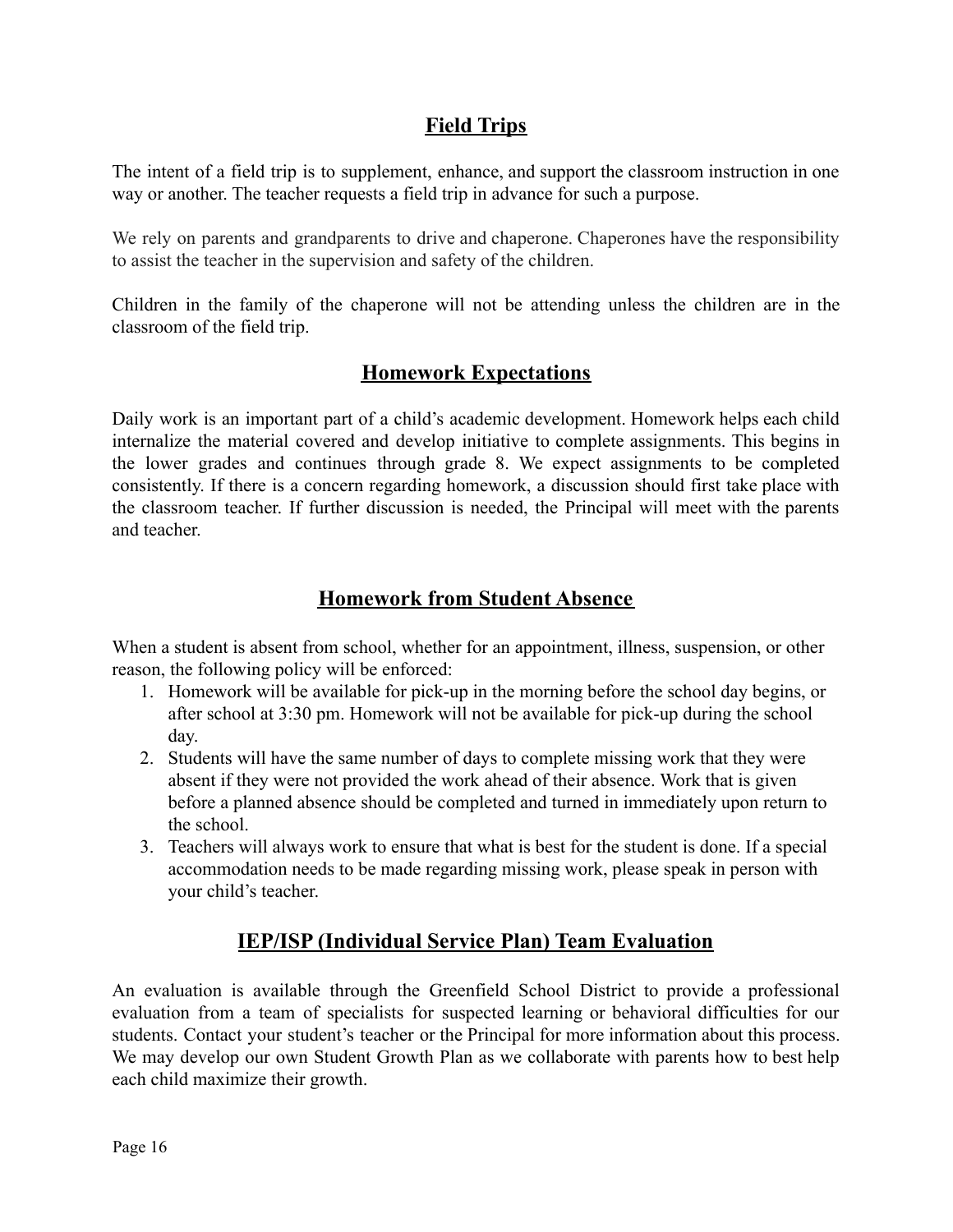## Field Trips

The intent of a field trip is to supplement, enhance, and support the classroom instruction in one way or another. The teacher requests a field trip in advance for such a purpose.

We rely on parents and grandparents to drive and chaperone. Chaperones have the responsibility to assist the teacher in the supervision and safety of the children.

Children in the family of the chaperone will not be attending unless the children are in the classroom of the field trip.

## Homework Expectations

Daily work is an important part of a child's academic development. Homework helps each child internalize the material covered and develop initiative to complete assignments. This begins in the lower grades and continues through grade 8. We expect assignments to be completed consistently. If there is a concern regarding homework, a discussion should first take place with the classroom teacher. If further discussion is needed, the Principal will meet with the parents and teacher.

## Homework from Student Absence

When a student is absent from school, whether for an appointment, illness, suspension, or other reason, the following policy will be enforced:

1. Homework will be available for pick-up in the morning before the school day begins, or after school at 3:30 pm. Homework will not be available for pick-up during the school day.
2. Students will have the same number of days to complete missing work that they were absent if they were not provided the work ahead of their absence. Work that is given before a planned absence should be completed and turned in immediately upon return to the school.
3. Teachers will always work to ensure that what is best for the student is done. If a special accommodation needs to be made regarding missing work, please speak in person with your child's teacher.

## IEP/ISP (Individual Service Plan) Team Evaluation

An evaluation is available through the Greenfield School District to provide a professional evaluation from a team of specialists for suspected learning or behavioral difficulties for our students. Contact your student's teacher or the Principal for more information about this process. We may develop our own Student Growth Plan as we collaborate with parents how to best help each child maximize their growth.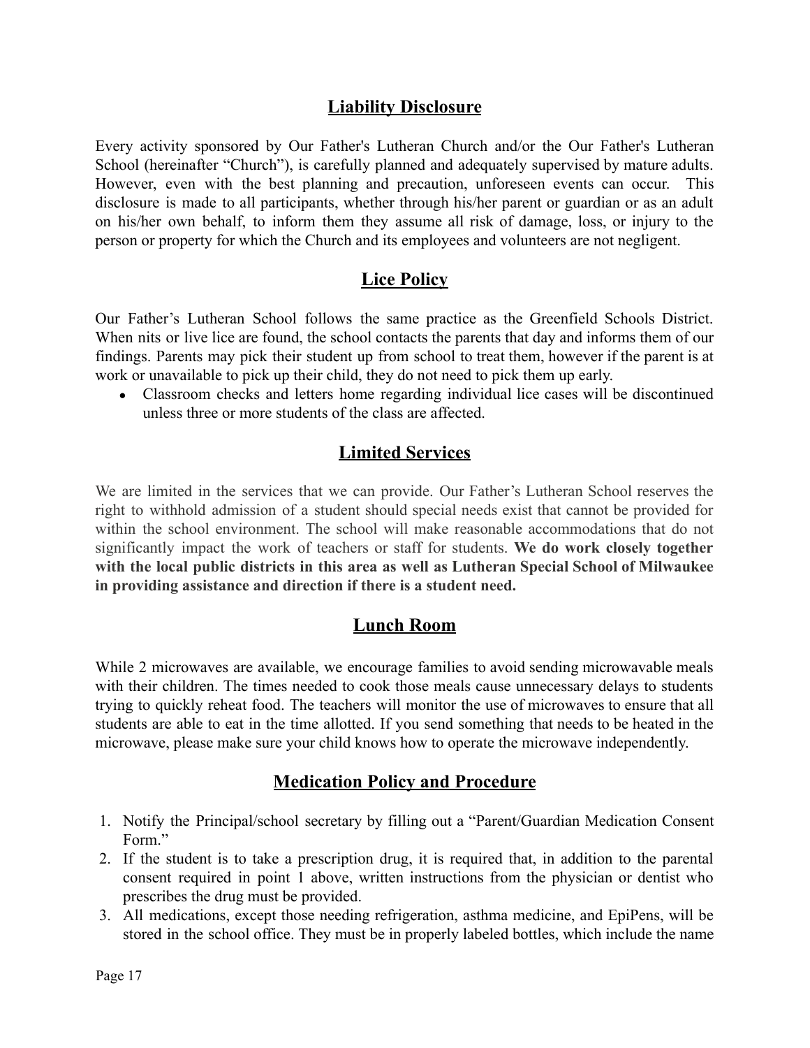## Liability Disclosure

Every activity sponsored by Our Father's Lutheran Church and/or the Our Father's Lutheran School (hereinafter "Church"), is carefully planned and adequately supervised by mature adults. However, even with the best planning and precaution, unforeseen events can occur. This disclosure is made to all participants, whether through his/her parent or guardian or as an adult on his/her own behalf, to inform them they assume all risk of damage, loss, or injury to the person or property for which the Church and its employees and volunteers are not negligent.

## Lice Policy

Our Father's Lutheran School follows the same practice as the Greenfield Schools District. When nits or live lice are found, the school contacts the parents that day and informs them of our findings. Parents may pick their student up from school to treat them, however if the parent is at work or unavailable to pick up their child, they do not need to pick them up early.

- Classroom checks and letters home regarding individual lice cases will be discontinued unless three or more students of the class are affected.

## Limited Services

We are limited in the services that we can provide. Our Father's Lutheran School reserves the right to withhold admission of a student should special needs exist that cannot be provided for within the school environment. The school will make reasonable accommodations that do not significantly impact the work of teachers or staff for students. **We do work closely together with the local public districts in this area as well as Lutheran Special School of Milwaukee in providing assistance and direction if there is a student need.**

## Lunch Room

While 2 microwaves are available, we encourage families to avoid sending microwavable meals with their children. The times needed to cook those meals cause unnecessary delays to students trying to quickly reheat food. The teachers will monitor the use of microwaves to ensure that all students are able to eat in the time allotted. If you send something that needs to be heated in the microwave, please make sure your child knows how to operate the microwave independently.

## Medication Policy and Procedure

1. Notify the Principal/school secretary by filling out a "Parent/Guardian Medication Consent Form."
2. If the student is to take a prescription drug, it is required that, in addition to the parental consent required in point 1 above, written instructions from the physician or dentist who prescribes the drug must be provided.
3. All medications, except those needing refrigeration, asthma medicine, and EpiPens, will be stored in the school office. They must be in properly labeled bottles, which include the name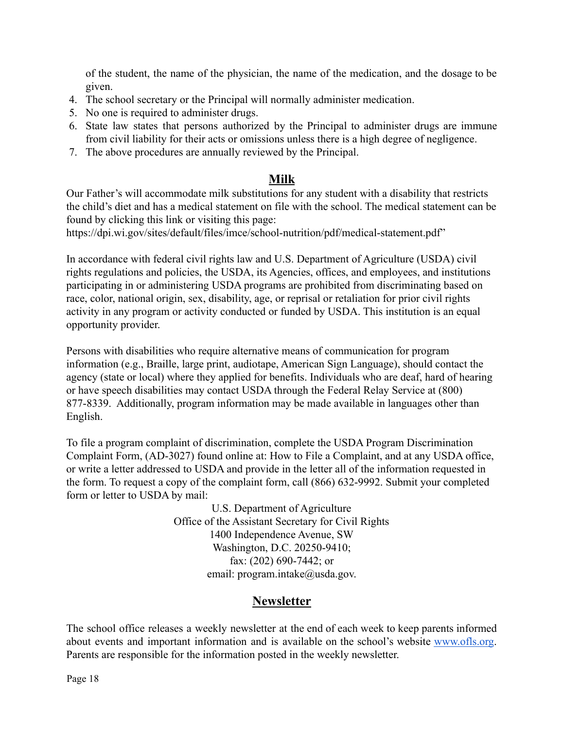of the student, the name of the physician, the name of the medication, and the dosage to be given.

4. The school secretary or the Principal will normally administer medication.
5. No one is required to administer drugs.
6. State law states that persons authorized by the Principal to administer drugs are immune from civil liability for their acts or omissions unless there is a high degree of negligence.
7. The above procedures are annually reviewed by the Principal.

## Milk

Our Father's will accommodate milk substitutions for any student with a disability that restricts the child's diet and has a medical statement on file with the school. The medical statement can be found by clicking this link or visiting this page:
https://dpi.wi.gov/sites/default/files/imce/school-nutrition/pdf/medical-statement.pdf"

In accordance with federal civil rights law and U.S. Department of Agriculture (USDA) civil rights regulations and policies, the USDA, its Agencies, offices, and employees, and institutions participating in or administering USDA programs are prohibited from discriminating based on race, color, national origin, sex, disability, age, or reprisal or retaliation for prior civil rights activity in any program or activity conducted or funded by USDA. This institution is an equal opportunity provider.

Persons with disabilities who require alternative means of communication for program information (e.g., Braille, large print, audiotape, American Sign Language), should contact the agency (state or local) where they applied for benefits. Individuals who are deaf, hard of hearing or have speech disabilities may contact USDA through the Federal Relay Service at (800) 877-8339. Additionally, program information may be made available in languages other than English.

To file a program complaint of discrimination, complete the USDA Program Discrimination Complaint Form, (AD-3027) found online at: How to File a Complaint, and at any USDA office, or write a letter addressed to USDA and provide in the letter all of the information requested in the form. To request a copy of the complaint form, call (866) 632-9992. Submit your completed form or letter to USDA by mail:

U.S. Department of Agriculture
Office of the Assistant Secretary for Civil Rights
1400 Independence Avenue, SW
Washington, D.C. 20250-9410;
fax: (202) 690-7442; or
email: program.intake@usda.gov.

## Newsletter

The school office releases a weekly newsletter at the end of each week to keep parents informed about events and important information and is available on the school's website [www.ofls.org](http://www.ofls.org). Parents are responsible for the information posted in the weekly newsletter.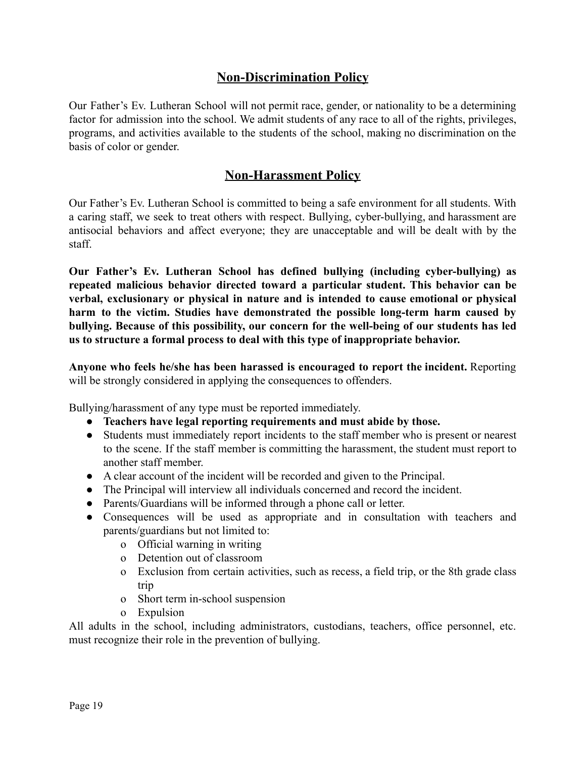## Non-Discrimination Policy

Our Father's Ev. Lutheran School will not permit race, gender, or nationality to be a determining factor for admission into the school. We admit students of any race to all of the rights, privileges, programs, and activities available to the students of the school, making no discrimination on the basis of color or gender.

## Non-Harassment Policy

Our Father's Ev. Lutheran School is committed to being a safe environment for all students. With a caring staff, we seek to treat others with respect. Bullying, cyber-bullying, and harassment are antisocial behaviors and affect everyone; they are unacceptable and will be dealt with by the staff.

**Our Father's Ev. Lutheran School has defined bullying (including cyber-bullying) as repeated malicious behavior directed toward a particular student. This behavior can be verbal, exclusionary or physical in nature and is intended to cause emotional or physical harm to the victim. Studies have demonstrated the possible long-term harm caused by bullying. Because of this possibility, our concern for the well-being of our students has led us to structure a formal process to deal with this type of inappropriate behavior.**

**Anyone who feels he/she has been harassed is encouraged to report the incident.** Reporting will be strongly considered in applying the consequences to offenders.

Bullying/harassment of any type must be reported immediately.

- **Teachers have legal reporting requirements and must abide by those.**
- Students must immediately report incidents to the staff member who is present or nearest to the scene. If the staff member is committing the harassment, the student must report to another staff member.
- A clear account of the incident will be recorded and given to the Principal.
- The Principal will interview all individuals concerned and record the incident.
- Parents/Guardians will be informed through a phone call or letter.
- Consequences will be used as appropriate and in consultation with teachers and parents/guardians but not limited to:
  - Official warning in writing
  - Detention out of classroom
  - Exclusion from certain activities, such as recess, a field trip, or the 8th grade class trip
  - Short term in-school suspension
  - Expulsion

All adults in the school, including administrators, custodians, teachers, office personnel, etc. must recognize their role in the prevention of bullying.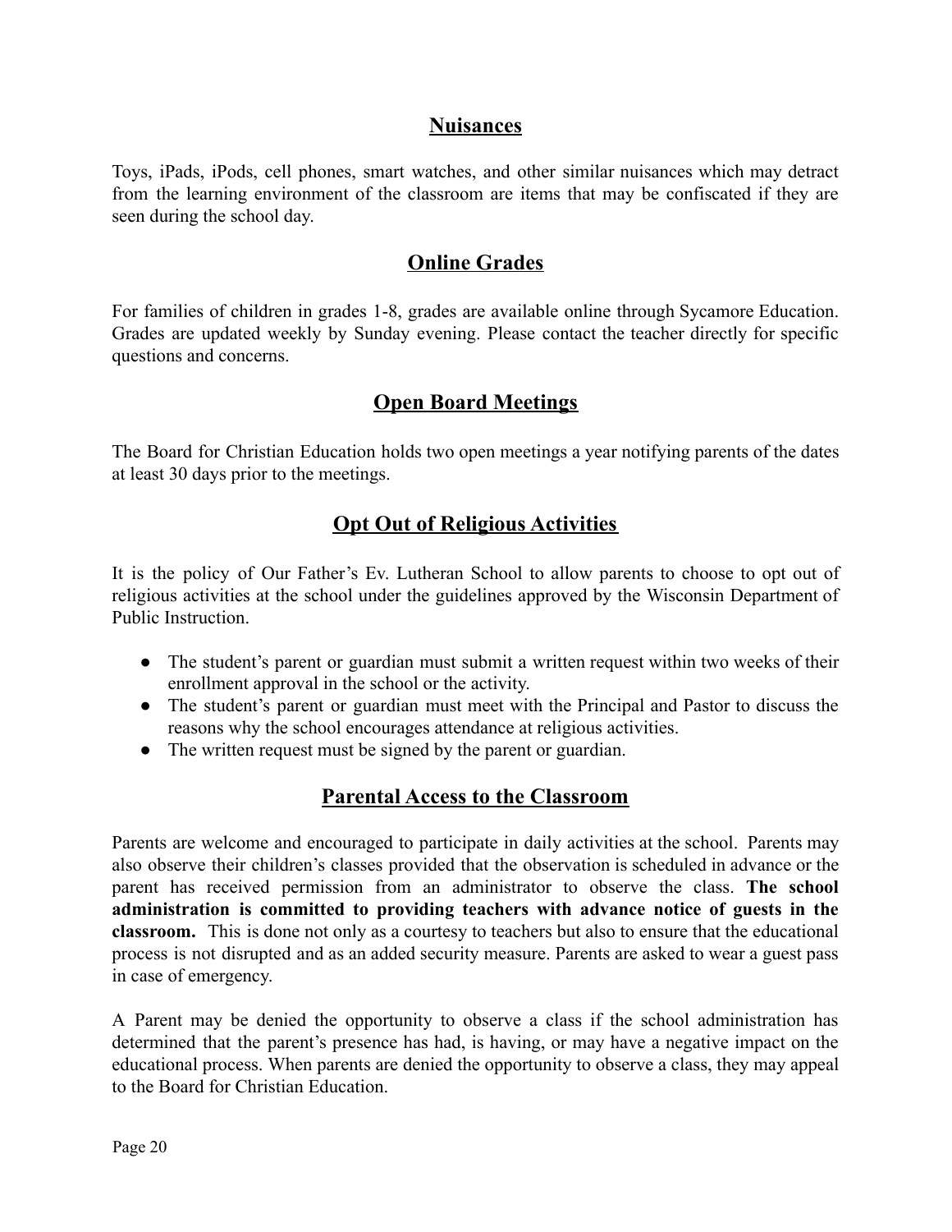## Nuisances

Toys, iPads, iPods, cell phones, smart watches, and other similar nuisances which may detract from the learning environment of the classroom are items that may be confiscated if they are seen during the school day.

## Online Grades

For families of children in grades 1-8, grades are available online through Sycamore Education. Grades are updated weekly by Sunday evening. Please contact the teacher directly for specific questions and concerns.

## Open Board Meetings

The Board for Christian Education holds two open meetings a year notifying parents of the dates at least 30 days prior to the meetings.

## Opt Out of Religious Activities

It is the policy of Our Father's Ev. Lutheran School to allow parents to choose to opt out of religious activities at the school under the guidelines approved by the Wisconsin Department of Public Instruction.

- The student's parent or guardian must submit a written request within two weeks of their enrollment approval in the school or the activity.
- The student's parent or guardian must meet with the Principal and Pastor to discuss the reasons why the school encourages attendance at religious activities.
- The written request must be signed by the parent or guardian.

## Parental Access to the Classroom

Parents are welcome and encouraged to participate in daily activities at the school. Parents may also observe their children's classes provided that the observation is scheduled in advance or the parent has received permission from an administrator to observe the class. **The school administration is committed to providing teachers with advance notice of guests in the classroom.** This is done not only as a courtesy to teachers but also to ensure that the educational process is not disrupted and as an added security measure. Parents are asked to wear a guest pass in case of emergency.

A Parent may be denied the opportunity to observe a class if the school administration has determined that the parent's presence has had, is having, or may have a negative impact on the educational process. When parents are denied the opportunity to observe a class, they may appeal to the Board for Christian Education.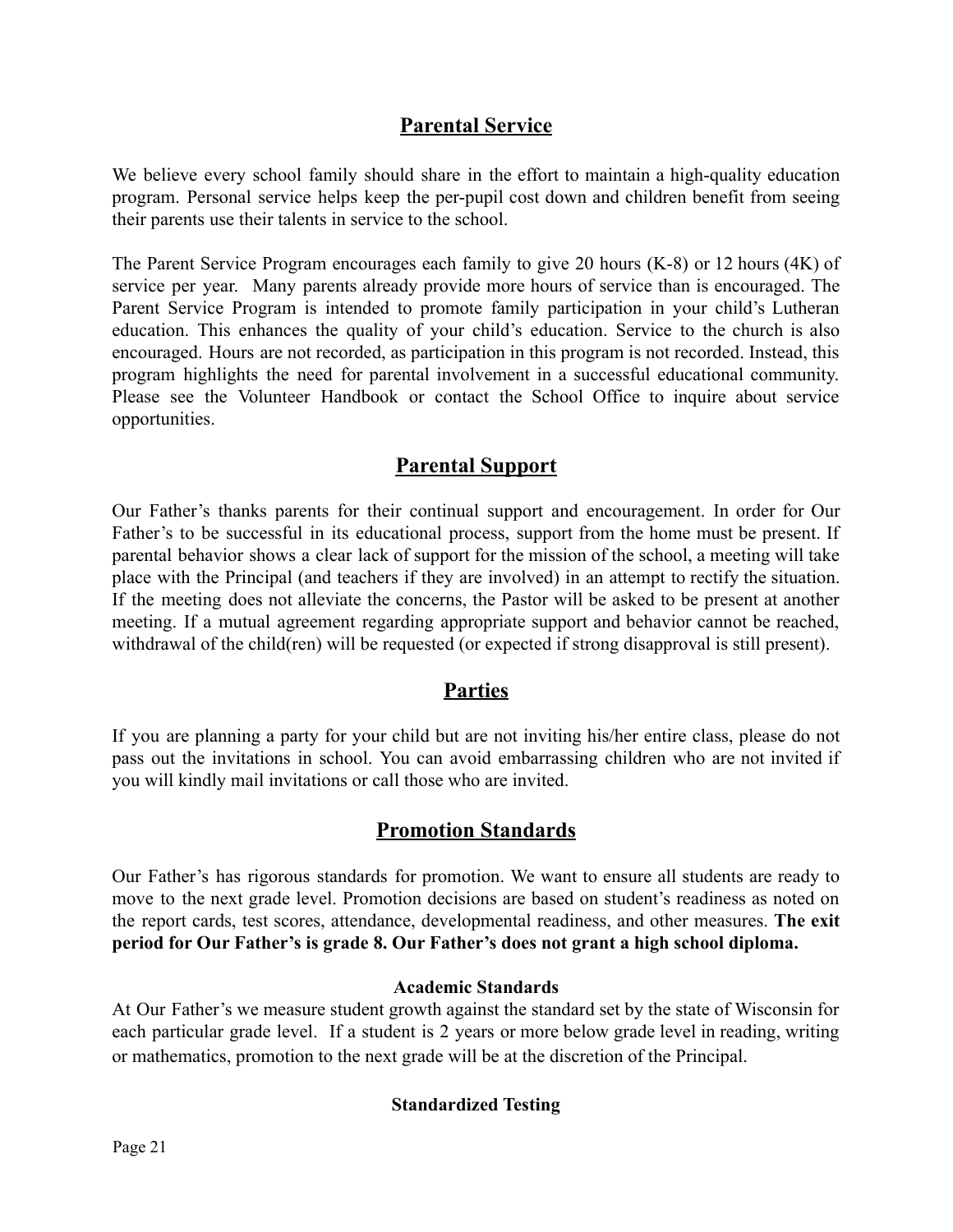## Parental Service

We believe every school family should share in the effort to maintain a high-quality education program. Personal service helps keep the per-pupil cost down and children benefit from seeing their parents use their talents in service to the school.

The Parent Service Program encourages each family to give 20 hours (K-8) or 12 hours (4K) of service per year. Many parents already provide more hours of service than is encouraged. The Parent Service Program is intended to promote family participation in your child's Lutheran education. This enhances the quality of your child's education. Service to the church is also encouraged. Hours are not recorded, as participation in this program is not recorded. Instead, this program highlights the need for parental involvement in a successful educational community. Please see the Volunteer Handbook or contact the School Office to inquire about service opportunities.

## Parental Support

Our Father's thanks parents for their continual support and encouragement. In order for Our Father's to be successful in its educational process, support from the home must be present. If parental behavior shows a clear lack of support for the mission of the school, a meeting will take place with the Principal (and teachers if they are involved) in an attempt to rectify the situation. If the meeting does not alleviate the concerns, the Pastor will be asked to be present at another meeting. If a mutual agreement regarding appropriate support and behavior cannot be reached, withdrawal of the child(ren) will be requested (or expected if strong disapproval is still present).

## Parties

If you are planning a party for your child but are not inviting his/her entire class, please do not pass out the invitations in school. You can avoid embarrassing children who are not invited if you will kindly mail invitations or call those who are invited.

## Promotion Standards

Our Father's has rigorous standards for promotion. We want to ensure all students are ready to move to the next grade level. Promotion decisions are based on student's readiness as noted on the report cards, test scores, attendance, developmental readiness, and other measures. **The exit period for Our Father's is grade 8. Our Father's does not grant a high school diploma.**

### Academic Standards

At Our Father's we measure student growth against the standard set by the state of Wisconsin for each particular grade level. If a student is 2 years or more below grade level in reading, writing or mathematics, promotion to the next grade will be at the discretion of the Principal.

### Standardized Testing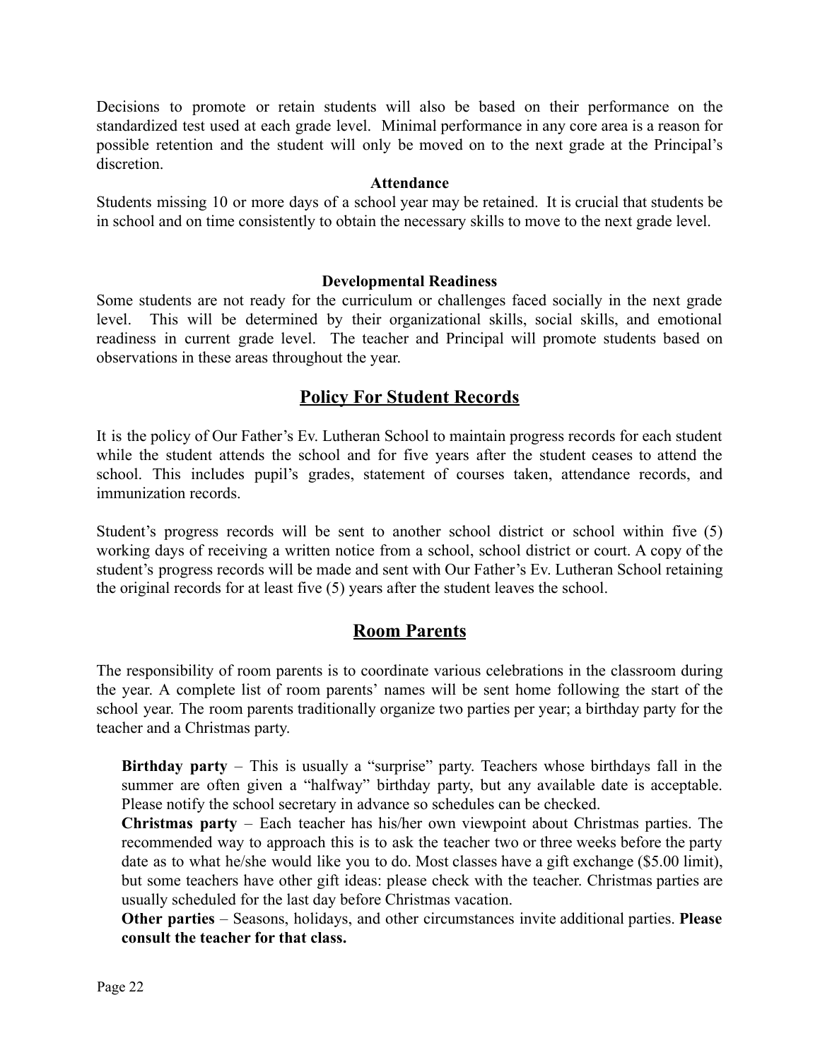Decisions to promote or retain students will also be based on their performance on the standardized test used at each grade level. Minimal performance in any core area is a reason for possible retention and the student will only be moved on to the next grade at the Principal's discretion.

**Attendance**

Students missing 10 or more days of a school year may be retained. It is crucial that students be in school and on time consistently to obtain the necessary skills to move to the next grade level.

**Developmental Readiness**

Some students are not ready for the curriculum or challenges faced socially in the next grade level. This will be determined by their organizational skills, social skills, and emotional readiness in current grade level. The teacher and Principal will promote students based on observations in these areas throughout the year.

## Policy For Student Records

It is the policy of Our Father's Ev. Lutheran School to maintain progress records for each student while the student attends the school and for five years after the student ceases to attend the school. This includes pupil's grades, statement of courses taken, attendance records, and immunization records.

Student's progress records will be sent to another school district or school within five (5) working days of receiving a written notice from a school, school district or court. A copy of the student's progress records will be made and sent with Our Father's Ev. Lutheran School retaining the original records for at least five (5) years after the student leaves the school.

## Room Parents

The responsibility of room parents is to coordinate various celebrations in the classroom during the year. A complete list of room parents' names will be sent home following the start of the school year. The room parents traditionally organize two parties per year; a birthday party for the teacher and a Christmas party.

**Birthday party** – This is usually a "surprise" party. Teachers whose birthdays fall in the summer are often given a "halfway" birthday party, but any available date is acceptable. Please notify the school secretary in advance so schedules can be checked.

**Christmas party** – Each teacher has his/her own viewpoint about Christmas parties. The recommended way to approach this is to ask the teacher two or three weeks before the party date as to what he/she would like you to do. Most classes have a gift exchange ($5.00 limit), but some teachers have other gift ideas: please check with the teacher. Christmas parties are usually scheduled for the last day before Christmas vacation.

**Other parties** – Seasons, holidays, and other circumstances invite additional parties. **Please consult the teacher for that class.**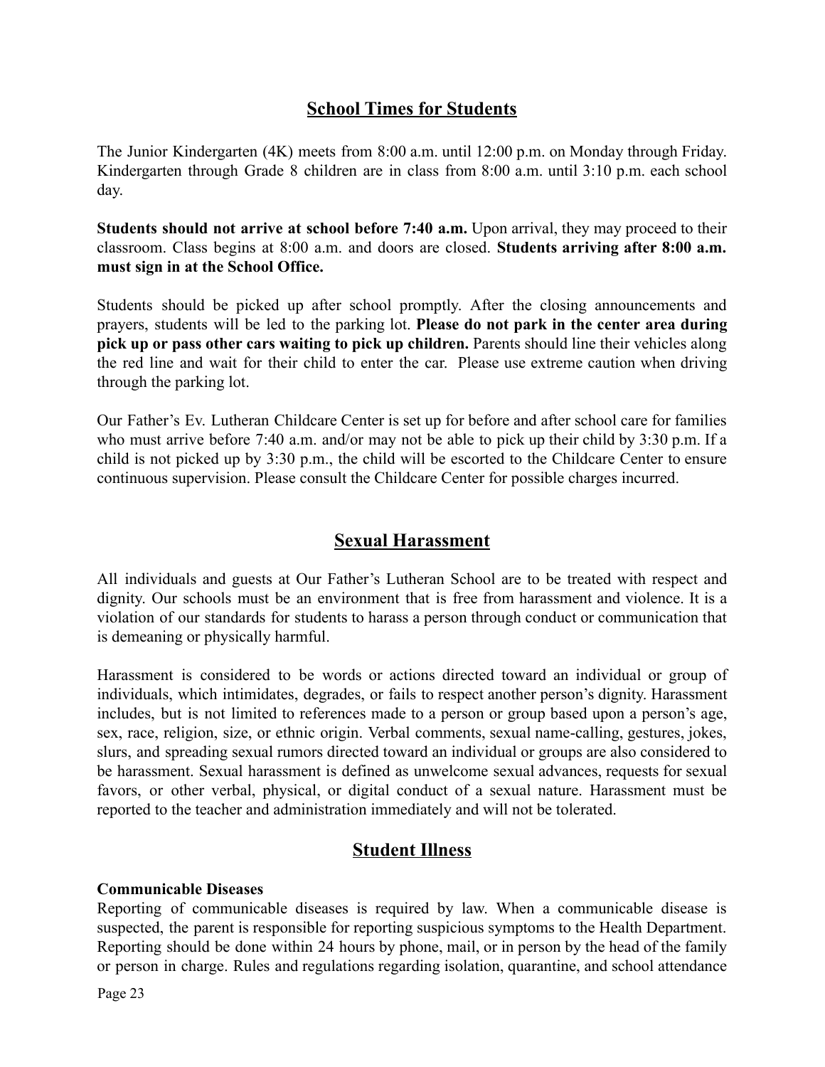## School Times for Students

The Junior Kindergarten (4K) meets from 8:00 a.m. until 12:00 p.m. on Monday through Friday. Kindergarten through Grade 8 children are in class from 8:00 a.m. until 3:10 p.m. each school day.

**Students should not arrive at school before 7:40 a.m.** Upon arrival, they may proceed to their classroom. Class begins at 8:00 a.m. and doors are closed. **Students arriving after 8:00 a.m. must sign in at the School Office.**

Students should be picked up after school promptly. After the closing announcements and prayers, students will be led to the parking lot. **Please do not park in the center area during pick up or pass other cars waiting to pick up children.** Parents should line their vehicles along the red line and wait for their child to enter the car. Please use extreme caution when driving through the parking lot.

Our Father's Ev. Lutheran Childcare Center is set up for before and after school care for families who must arrive before 7:40 a.m. and/or may not be able to pick up their child by 3:30 p.m. If a child is not picked up by 3:30 p.m., the child will be escorted to the Childcare Center to ensure continuous supervision. Please consult the Childcare Center for possible charges incurred.

## Sexual Harassment

All individuals and guests at Our Father's Lutheran School are to be treated with respect and dignity. Our schools must be an environment that is free from harassment and violence. It is a violation of our standards for students to harass a person through conduct or communication that is demeaning or physically harmful.

Harassment is considered to be words or actions directed toward an individual or group of individuals, which intimidates, degrades, or fails to respect another person's dignity. Harassment includes, but is not limited to references made to a person or group based upon a person's age, sex, race, religion, size, or ethnic origin. Verbal comments, sexual name-calling, gestures, jokes, slurs, and spreading sexual rumors directed toward an individual or groups are also considered to be harassment. Sexual harassment is defined as unwelcome sexual advances, requests for sexual favors, or other verbal, physical, or digital conduct of a sexual nature. Harassment must be reported to the teacher and administration immediately and will not be tolerated.

## Student Illness

**Communicable Diseases**

Reporting of communicable diseases is required by law. When a communicable disease is suspected, the parent is responsible for reporting suspicious symptoms to the Health Department. Reporting should be done within 24 hours by phone, mail, or in person by the head of the family or person in charge. Rules and regulations regarding isolation, quarantine, and school attendance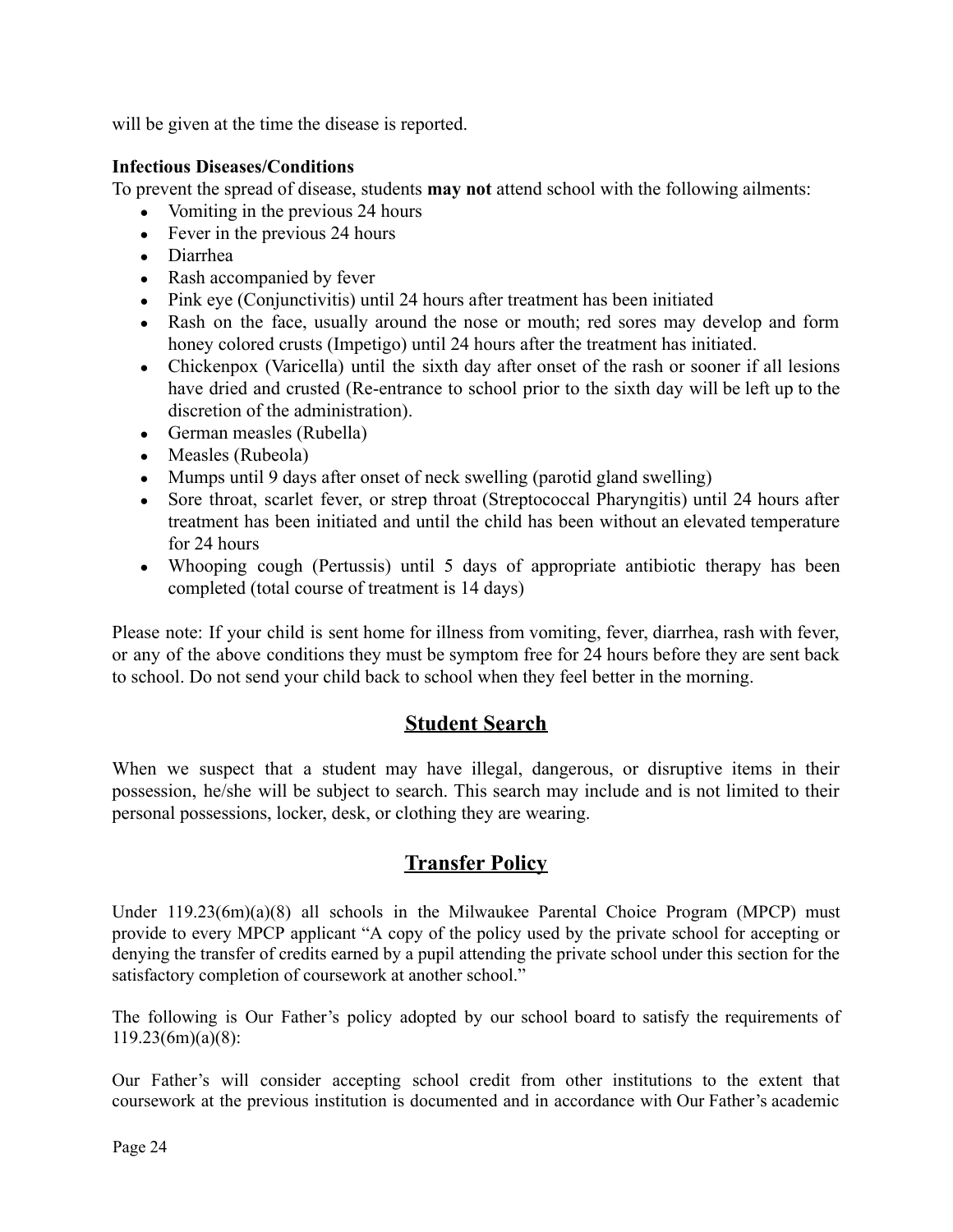will be given at the time the disease is reported.

**Infectious Diseases/Conditions**

To prevent the spread of disease, students **may not** attend school with the following ailments:

- Vomiting in the previous 24 hours
- Fever in the previous 24 hours
- Diarrhea
- Rash accompanied by fever
- Pink eye (Conjunctivitis) until 24 hours after treatment has been initiated
- Rash on the face, usually around the nose or mouth; red sores may develop and form honey colored crusts (Impetigo) until 24 hours after the treatment has initiated.
- Chickenpox (Varicella) until the sixth day after onset of the rash or sooner if all lesions have dried and crusted (Re-entrance to school prior to the sixth day will be left up to the discretion of the administration).
- German measles (Rubella)
- Measles (Rubeola)
- Mumps until 9 days after onset of neck swelling (parotid gland swelling)
- Sore throat, scarlet fever, or strep throat (Streptococcal Pharyngitis) until 24 hours after treatment has been initiated and until the child has been without an elevated temperature for 24 hours
- Whooping cough (Pertussis) until 5 days of appropriate antibiotic therapy has been completed (total course of treatment is 14 days)

Please note: If your child is sent home for illness from vomiting, fever, diarrhea, rash with fever, or any of the above conditions they must be symptom free for 24 hours before they are sent back to school. Do not send your child back to school when they feel better in the morning.

## Student Search

When we suspect that a student may have illegal, dangerous, or disruptive items in their possession, he/she will be subject to search. This search may include and is not limited to their personal possessions, locker, desk, or clothing they are wearing.

## Transfer Policy

Under 119.23(6m)(a)(8) all schools in the Milwaukee Parental Choice Program (MPCP) must provide to every MPCP applicant "A copy of the policy used by the private school for accepting or denying the transfer of credits earned by a pupil attending the private school under this section for the satisfactory completion of coursework at another school."

The following is Our Father's policy adopted by our school board to satisfy the requirements of 119.23(6m)(a)(8):

Our Father's will consider accepting school credit from other institutions to the extent that coursework at the previous institution is documented and in accordance with Our Father's academic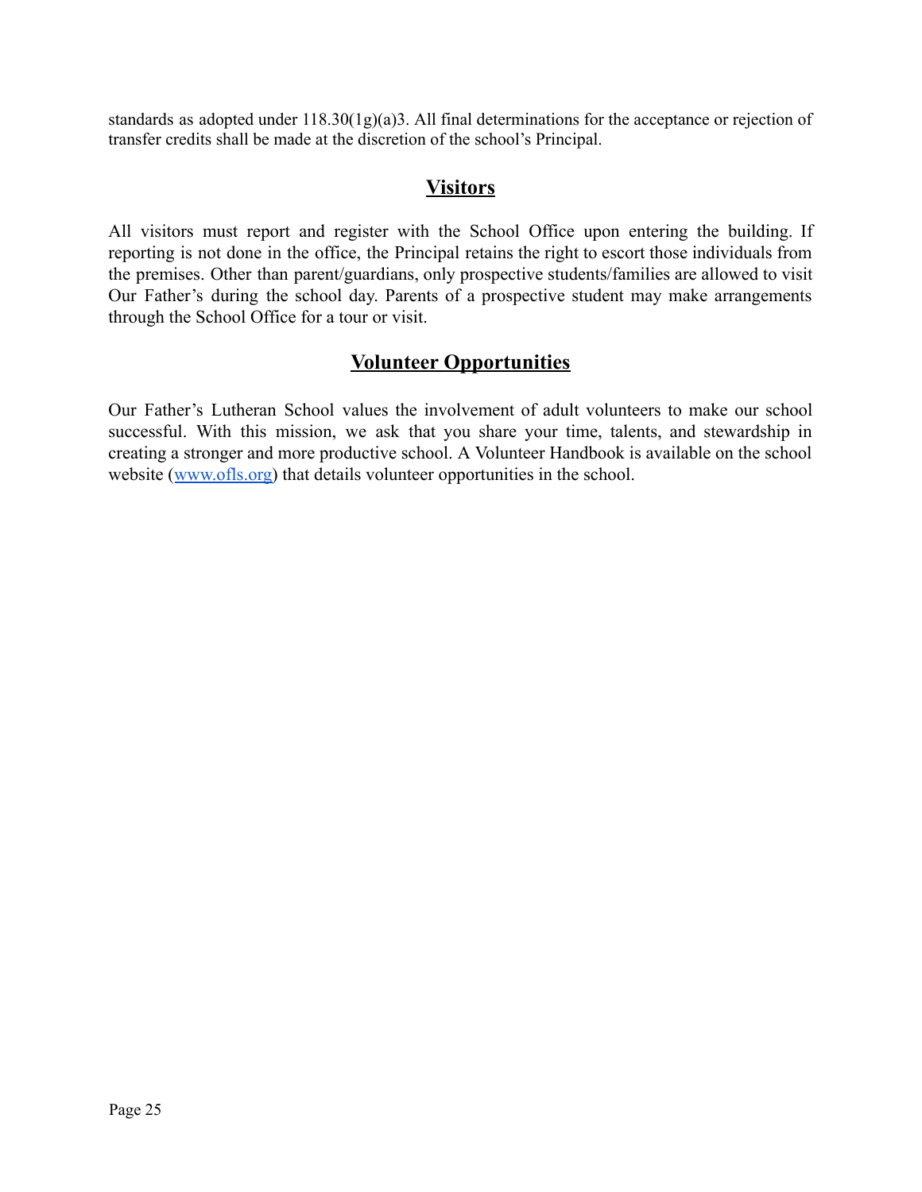standards as adopted under 118.30(1g)(a)3. All final determinations for the acceptance or rejection of transfer credits shall be made at the discretion of the school's Principal.

## Visitors

All visitors must report and register with the School Office upon entering the building. If reporting is not done in the office, the Principal retains the right to escort those individuals from the premises. Other than parent/guardians, only prospective students/families are allowed to visit Our Father's during the school day. Parents of a prospective student may make arrangements through the School Office for a tour or visit.

## Volunteer Opportunities

Our Father's Lutheran School values the involvement of adult volunteers to make our school successful. With this mission, we ask that you share your time, talents, and stewardship in creating a stronger and more productive school. A Volunteer Handbook is available on the school website ([www.ofls.org](http://www.ofls.org)) that details volunteer opportunities in the school.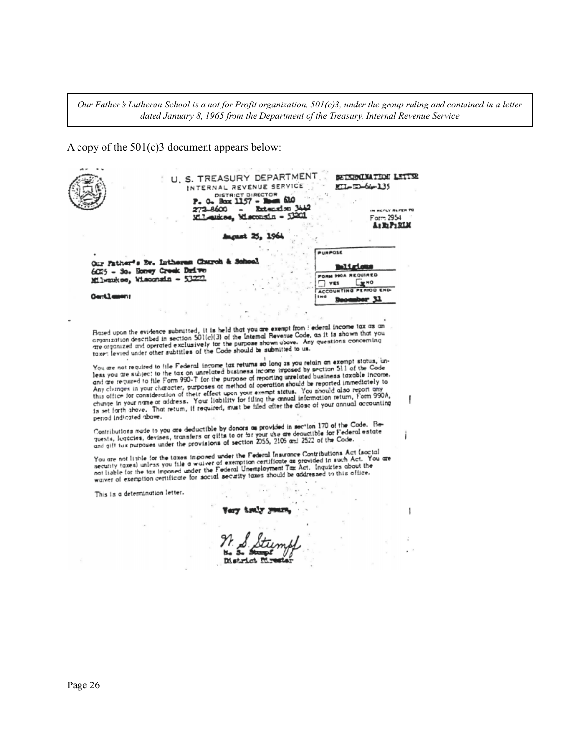*Our Father's Lutheran School is a not for Profit organization, 501(c)3, under the group ruling and contained in a letter dated January 8, 1965 from the Department of the Treasury, Internal Revenue Service*

A copy of the 501(c)3 document appears below:

U. S. TREASURY DEPARTMENT
INTERNAL REVENUE SERVICE
DISTRICT DIRECTOR
P. O. Box 1157 – Room 610
272-8600 – Extension 3442
Milwaukee, Wisconsin – 53201

DETERMINATION LETTER
MIL-EO-64-135

IN REPLY REFER TO
Form 2954
A:E:P:RLM

August 25, 1964

Our Father's Ev. Lutheran Church & School
6025 – So. Honey Creek Drive
Milwaukee, Wisconsin – 53221

PURPOSE
Religious

FORM 990A REQUIRED
☐ YES ☒ NO

ACCOUNTING PERIOD ENDING
December 31

Gentlemen:

Based upon the evidence submitted, it is held that you are exempt from Federal income tax as an organization described in section 501(c)(3) of the Internal Revenue Code, as it is shown that you are organized and operated exclusively for the purpose shown above. Any questions concerning taxes levied under other subtitles of the Code should be submitted to us.

You are not required to file Federal income tax returns so long as you retain an exempt status, unless you are subject to the tax on unrelated business income imposed by section 511 of the Code and are required to file Form 990-T for the purpose of reporting unrelated business taxable income. Any changes in your character, purposes or method of operation should be reported immediately to this office for consideration of their effect upon your exempt status. You should also report any change in your name or address. Your liability for filing the annual information return, Form 990A, is set forth above. That return, if required, must be filed after the close of your annual accounting period indicated above.

Contributions made to you are deductible by donors as provided in section 170 of the Code. Bequests, legacies, devises, transfers or gifts to or for your use are deductible for Federal estate and gift tax purposes under the provisions of section 2055, 2106 and 2522 of the Code.

You are not liable for the taxes imposed under the Federal Insurance Contributions Act (social security taxes) unless you file a waiver of exemption certificate as provided in such Act. You are not liable for the tax imposed under the Federal Unemployment Tax Act. Inquiries about the waiver of exemption certificate for social security taxes should be addressed to this office.

This is a determination letter.

Very truly yours,

N. S. Stumpf
N. S. Stumpf
District Director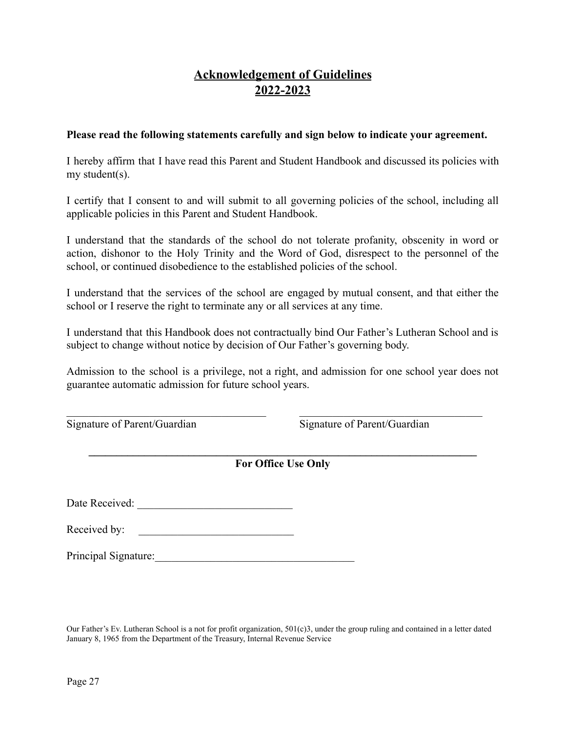# Acknowledgement of Guidelines 2022-2023

**Please read the following statements carefully and sign below to indicate your agreement.**

I hereby affirm that I have read this Parent and Student Handbook and discussed its policies with my student(s).

I certify that I consent to and will submit to all governing policies of the school, including all applicable policies in this Parent and Student Handbook.

I understand that the standards of the school do not tolerate profanity, obscenity in word or action, dishonor to the Holy Trinity and the Word of God, disrespect to the personnel of the school, or continued disobedience to the established policies of the school.

I understand that the services of the school are engaged by mutual consent, and that either the school or I reserve the right to terminate any or all services at any time.

I understand that this Handbook does not contractually bind Our Father's Lutheran School and is subject to change without notice by decision of Our Father's governing body.

Admission to the school is a privilege, not a right, and admission for one school year does not guarantee automatic admission for future school years.

______________________________ ______________________________

Signature of Parent/Guardian Signature of Parent/Guardian

---

**For Office Use Only**

Date Received: ____________________________

Received by: ____________________________

Principal Signature: ____________________________________

Our Father's Ev. Lutheran School is a not for profit organization, 501(c)3, under the group ruling and contained in a letter dated January 8, 1965 from the Department of the Treasury, Internal Revenue Service